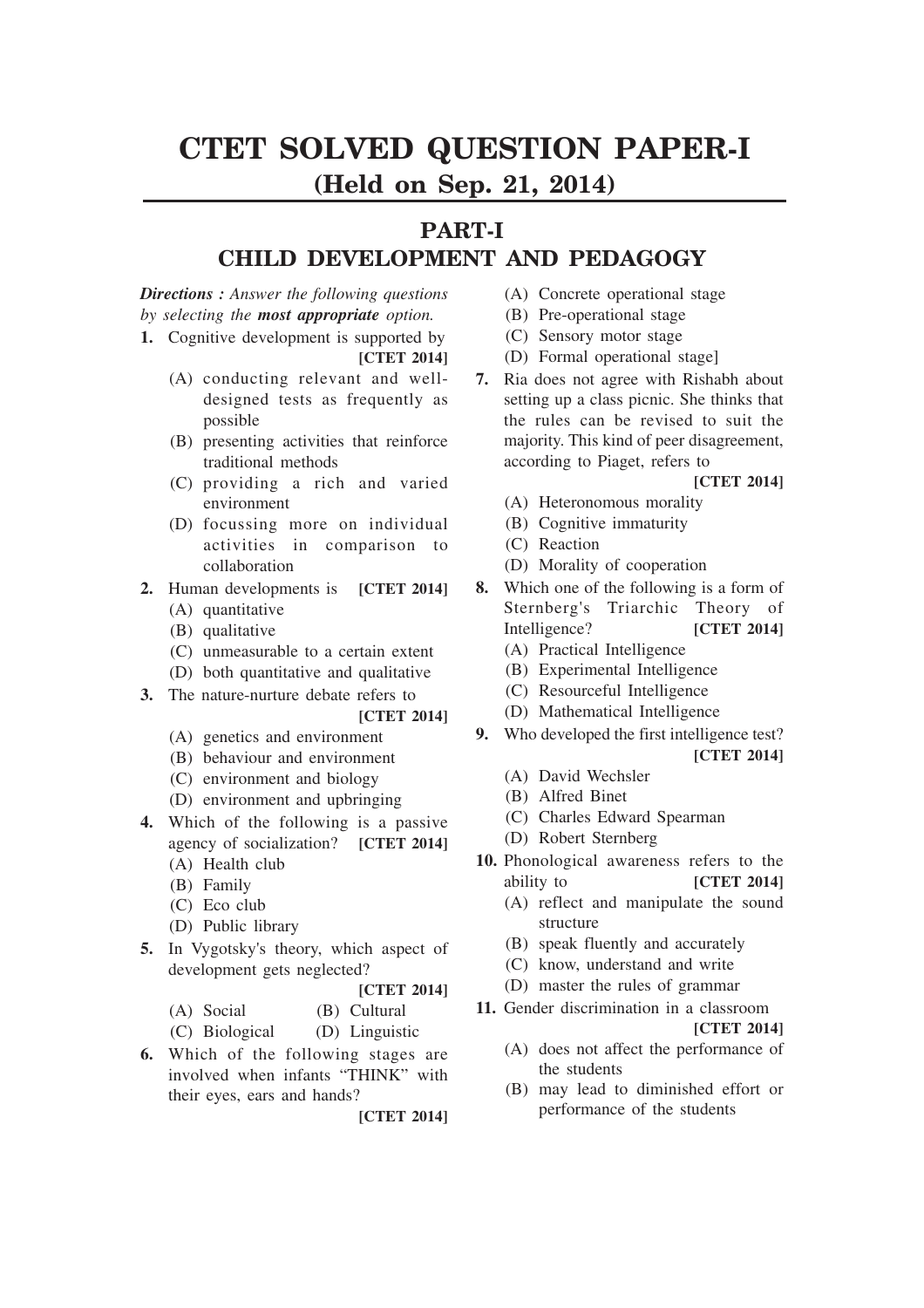# CTET SOLVED QUESTION PAPER-I
## (Held on Sep. 21, 2014)

## PART-I
## CHILD DEVELOPMENT AND PEDAGOGY

***Directions :*** *Answer the following questions by selecting the* ***most appropriate*** *option.*

**1.** Cognitive development is supported by **[CTET 2014]**

(A) conducting relevant and well-designed tests as frequently as possible

(B) presenting activities that reinforce traditional methods

(C) providing a rich and varied environment

(D) focussing more on individual activities in comparison to collaboration

**2.** Human developments is **[CTET 2014]**

(A) quantitative

(B) qualitative

(C) unmeasurable to a certain extent

(D) both quantitative and qualitative

**3.** The nature-nurture debate refers to **[CTET 2014]**

(A) genetics and environment

(B) behaviour and environment

(C) environment and biology

(D) environment and upbringing

**4.** Which of the following is a passive agency of socialization? **[CTET 2014]**

(A) Health club

(B) Family

(C) Eco club

(D) Public library

**5.** In Vygotsky's theory, which aspect of development gets neglected? **[CTET 2014]**

(A) Social (B) Cultural

(C) Biological (D) Linguistic

**6.** Which of the following stages are involved when infants "THINK" with their eyes, ears and hands? **[CTET 2014]**

(A) Concrete operational stage

(B) Pre-operational stage

(C) Sensory motor stage

(D) Formal operational stage]

**7.** Ria does not agree with Rishabh about setting up a class picnic. She thinks that the rules can be revised to suit the majority. This kind of peer disagreement, according to Piaget, refers to **[CTET 2014]**

(A) Heteronomous morality

(B) Cognitive immaturity

(C) Reaction

(D) Morality of cooperation

**8.** Which one of the following is a form of Sternberg's Triarchic Theory of Intelligence? **[CTET 2014]**

(A) Practical Intelligence

(B) Experimental Intelligence

(C) Resourceful Intelligence

(D) Mathematical Intelligence

**9.** Who developed the first intelligence test? **[CTET 2014]**

(A) David Wechsler

(B) Alfred Binet

(C) Charles Edward Spearman

(D) Robert Sternberg

**10.** Phonological awareness refers to the ability to **[CTET 2014]**

(A) reflect and manipulate the sound structure

(B) speak fluently and accurately

(C) know, understand and write

(D) master the rules of grammar

**11.** Gender discrimination in a classroom **[CTET 2014]**

(A) does not affect the performance of the students

(B) may lead to diminished effort or performance of the students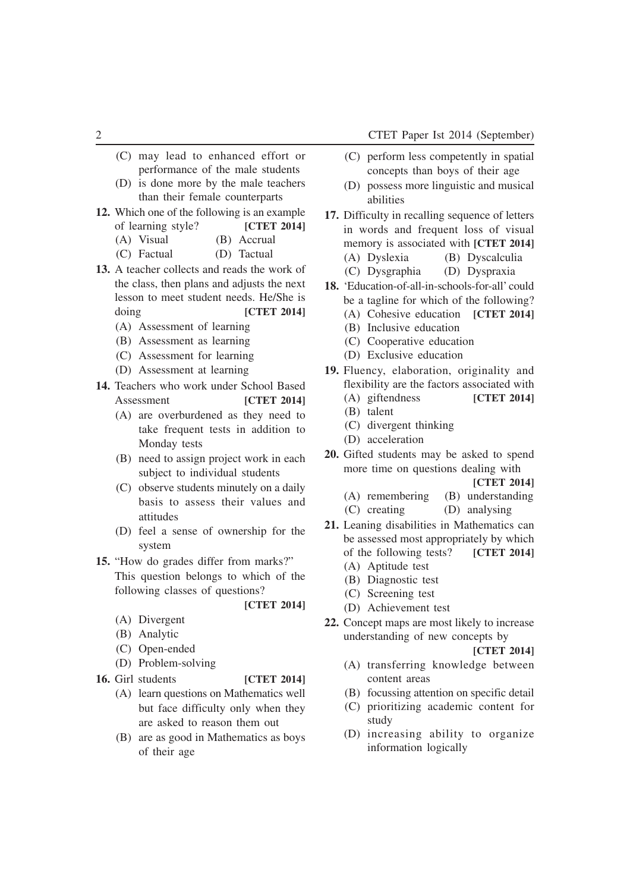(C) may lead to enhanced effort or performance of the male students

(D) is done more by the male teachers than their female counterparts

**12.** Which one of the following is an example of learning style? **[CTET 2014]**

(A) Visual (B) Accrual

(C) Factual (D) Tactual

**13.** A teacher collects and reads the work of the class, then plans and adjusts the next lesson to meet student needs. He/She is doing **[CTET 2014]**

(A) Assessment of learning

(B) Assessment as learning

(C) Assessment for learning

(D) Assessment at learning

**14.** Teachers who work under School Based Assessment **[CTET 2014]**

(A) are overburdened as they need to take frequent tests in addition to Monday tests

(B) need to assign project work in each subject to individual students

(C) observe students minutely on a daily basis to assess their values and attitudes

(D) feel a sense of ownership for the system

**15.** "How do grades differ from marks?" This question belongs to which of the following classes of questions? **[CTET 2014]**

(A) Divergent

(B) Analytic

(C) Open-ended

(D) Problem-solving

**16.** Girl students **[CTET 2014]**

(A) learn questions on Mathematics well but face difficulty only when they are asked to reason them out

(B) are as good in Mathematics as boys of their age

(C) perform less competently in spatial concepts than boys of their age

(D) possess more linguistic and musical abilities

**17.** Difficulty in recalling sequence of letters in words and frequent loss of visual memory is associated with **[CTET 2014]**

(A) Dyslexia (B) Dyscalculia

(C) Dysgraphia (D) Dyspraxia

**18.** 'Education-of-all-in-schools-for-all' could be a tagline for which of the following?

(A) Cohesive education **[CTET 2014]**

(B) Inclusive education

(C) Cooperative education

(D) Exclusive education

**19.** Fluency, elaboration, originality and flexibility are the factors associated with

(A) giftendness **[CTET 2014]**

(B) talent

(C) divergent thinking

(D) acceleration

**20.** Gifted students may be asked to spend more time on questions dealing with **[CTET 2014]**

(A) remembering (B) understanding

(C) creating (D) analysing

**21.** Leaning disabilities in Mathematics can be assessed most appropriately by which of the following tests? **[CTET 2014]**

(A) Aptitude test

(B) Diagnostic test

(C) Screening test

(D) Achievement test

**22.** Concept maps are most likely to increase understanding of new concepts by **[CTET 2014]**

(A) transferring knowledge between content areas

(B) focussing attention on specific detail

(C) prioritizing academic content for study

(D) increasing ability to organize information logically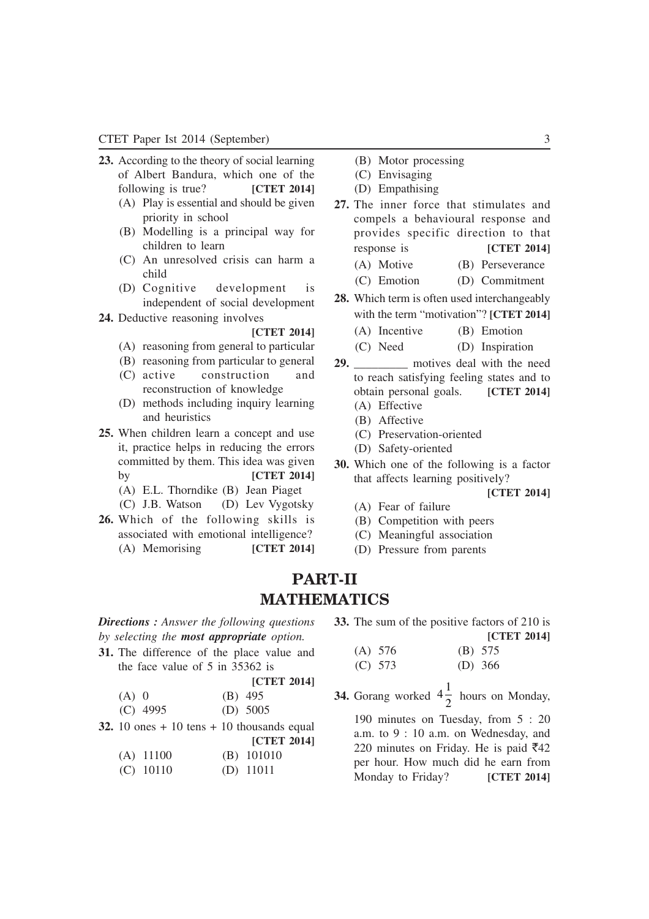**23.** According to the theory of social learning of Albert Bandura, which one of the following is true? **[CTET 2014]**

(A) Play is essential and should be given priority in school
(B) Modelling is a principal way for children to learn
(C) An unresolved crisis can harm a child
(D) Cognitive development is independent of social development

**24.** Deductive reasoning involves **[CTET 2014]**

(A) reasoning from general to particular
(B) reasoning from particular to general
(C) active construction and reconstruction of knowledge
(D) methods including inquiry learning and heuristics

**25.** When children learn a concept and use it, practice helps in reducing the errors committed by them. This idea was given by **[CTET 2014]**

(A) E.L. Thorndike (B) Jean Piaget
(C) J.B. Watson (D) Lev Vygotsky

**26.** Which of the following skills is associated with emotional intelligence? **[CTET 2014]**

(A) Memorising
(B) Motor processing
(C) Envisaging
(D) Empathising

**27.** The inner force that stimulates and compels a behavioural response and provides specific direction to that response is **[CTET 2014]**

(A) Motive (B) Perseverance
(C) Emotion (D) Commitment

**28.** Which term is often used interchangeably with the term "motivation"? **[CTET 2014]**

(A) Incentive (B) Emotion
(C) Need (D) Inspiration

**29.** _________ motives deal with the need to reach satisfying feeling states and to obtain personal goals. **[CTET 2014]**

(A) Effective
(B) Affective
(C) Preservation-oriented
(D) Safety-oriented

**30.** Which one of the following is a factor that affects learning positively? **[CTET 2014]**

(A) Fear of failure
(B) Competition with peers
(C) Meaningful association
(D) Pressure from parents

# PART-II
# MATHEMATICS

***Directions :*** *Answer the following questions by selecting the* ***most appropriate*** *option.*

**31.** The difference of the place value and the face value of 5 in 35362 is **[CTET 2014]**

(A) 0 (B) 495
(C) 4995 (D) 5005

**32.** 10 ones + 10 tens + 10 thousands equal **[CTET 2014]**

(A) 11100 (B) 101010
(C) 10110 (D) 11011

**33.** The sum of the positive factors of 210 is **[CTET 2014]**

(A) 576 (B) 575
(C) 573 (D) 366

**34.** Gorang worked $4\frac{1}{2}$ hours on Monday, 190 minutes on Tuesday, from 5 : 20 a.m. to 9 : 10 a.m. on Wednesday, and 220 minutes on Friday. He is paid ₹42 per hour. How much did he earn from Monday to Friday? **[CTET 2014]**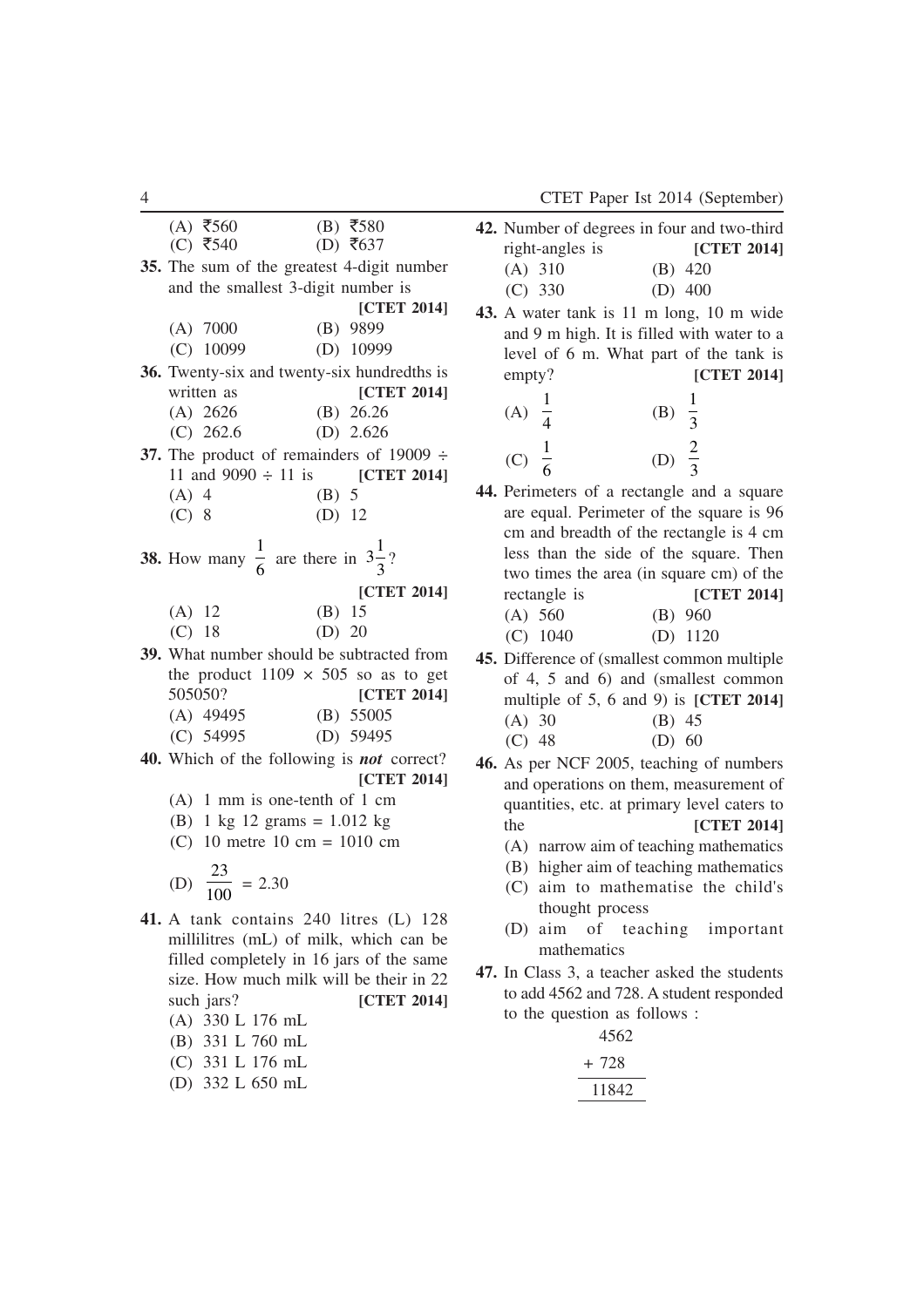(A) ₹560 (B) ₹580
(C) ₹540 (D) ₹637

**35.** The sum of the greatest 4-digit number and the smallest 3-digit number is **[CTET 2014]**

(A) 7000 (B) 9899
(C) 10099 (D) 10999

**36.** Twenty-six and twenty-six hundredths is written as **[CTET 2014]**

(A) 2626 (B) 26.26
(C) 262.6 (D) 2.626

**37.** The product of remainders of $19009 \div 11$ and $9090 \div 11$ is **[CTET 2014]**

(A) 4 (B) 5
(C) 8 (D) 12

**38.** How many $\frac{1}{6}$ are there in $3\frac{1}{3}$? **[CTET 2014]**

(A) 12 (B) 15
(C) 18 (D) 20

**39.** What number should be subtracted from the product $1109 \times 505$ so as to get 505050? **[CTET 2014]**

(A) 49495 (B) 55005
(C) 54995 (D) 59495

**40.** Which of the following is ***not*** correct? **[CTET 2014]**

(A) 1 mm is one-tenth of 1 cm
(B) 1 kg 12 grams = 1.012 kg
(C) 10 metre 10 cm = 1010 cm
(D) $\frac{23}{100} = 2.30$

**41.** A tank contains 240 litres (L) 128 millilitres (mL) of milk, which can be filled completely in 16 jars of the same size. How much milk will be their in 22 such jars? **[CTET 2014]**

(A) 330 L 176 mL
(B) 331 L 760 mL
(C) 331 L 176 mL
(D) 332 L 650 mL

**42.** Number of degrees in four and two-third right-angles is **[CTET 2014]**

(A) 310 (B) 420
(C) 330 (D) 400

**43.** A water tank is 11 m long, 10 m wide and 9 m high. It is filled with water to a level of 6 m. What part of the tank is empty? **[CTET 2014]**

(A) $\frac{1}{4}$ (B) $\frac{1}{3}$
(C) $\frac{1}{6}$ (D) $\frac{2}{3}$

**44.** Perimeters of a rectangle and a square are equal. Perimeter of the square is 96 cm and breadth of the rectangle is 4 cm less than the side of the square. Then two times the area (in square cm) of the rectangle is **[CTET 2014]**

(A) 560 (B) 960
(C) 1040 (D) 1120

**45.** Difference of (smallest common multiple of 4, 5 and 6) and (smallest common multiple of 5, 6 and 9) is **[CTET 2014]**

(A) 30 (B) 45
(C) 48 (D) 60

**46.** As per NCF 2005, teaching of numbers and operations on them, measurement of quantities, etc. at primary level caters to the **[CTET 2014]**

(A) narrow aim of teaching mathematics
(B) higher aim of teaching mathematics
(C) aim to mathematise the child's thought process
(D) aim of teaching important mathematics

**47.** In Class 3, a teacher asked the students to add 4562 and 728. A student responded to the question as follows :

```
  4562
+ 728
------
 11842
```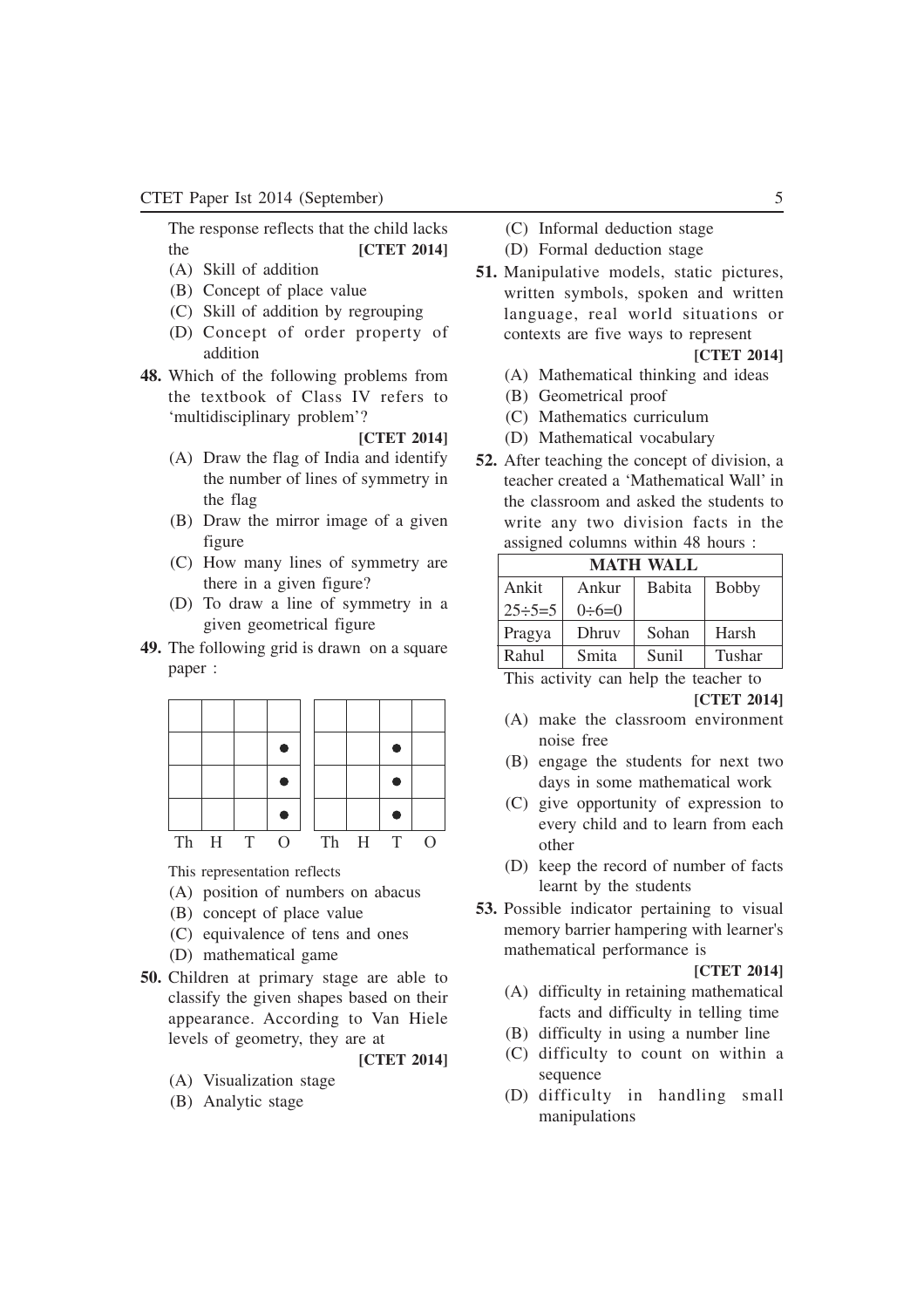The response reflects that the child lacks the **[CTET 2014]**

(A) Skill of addition
(B) Concept of place value
(C) Skill of addition by regrouping
(D) Concept of order property of addition

**48.** Which of the following problems from the textbook of Class IV refers to 'multidisciplinary problem'? **[CTET 2014]**

(A) Draw the flag of India and identify the number of lines of symmetry in the flag
(B) Draw the mirror image of a given figure
(C) How many lines of symmetry are there in a given figure?
(D) To draw a line of symmetry in a given geometrical figure

**49.** The following grid is drawn on a square paper :

| | | | | | | | | |
|---|---|---|---|---|---|---|---|---|
| | | | | | | | | |
| | | | ● | | | | ● | |
| | | | ● | | | | ● | |
| | | | ● | | | | ● | |
| Th | H | T | O | | Th | H | T | O |

This representation reflects

(A) position of numbers on abacus
(B) concept of place value
(C) equivalence of tens and ones
(D) mathematical game

**50.** Children at primary stage are able to classify the given shapes based on their appearance. According to Van Hiele levels of geometry, they are at **[CTET 2014]**

(A) Visualization stage
(B) Analytic stage
(C) Informal deduction stage
(D) Formal deduction stage

**51.** Manipulative models, static pictures, written symbols, spoken and written language, real world situations or contexts are five ways to represent **[CTET 2014]**

(A) Mathematical thinking and ideas
(B) Geometrical proof
(C) Mathematics curriculum
(D) Mathematical vocabulary

**52.** After teaching the concept of division, a teacher created a 'Mathematical Wall' in the classroom and asked the students to write any two division facts in the assigned columns within 48 hours :

| MATH WALL | | | |
|---|---|---|---|
| Ankit<br>$25 \div 5 = 5$ | Ankur<br>$0 \div 6 = 0$ | Babita | Bobby |
| Pragya | Dhruv | Sohan | Harsh |
| Rahul | Smita | Sunil | Tushar |

This activity can help the teacher to **[CTET 2014]**

(A) make the classroom environment noise free
(B) engage the students for next two days in some mathematical work
(C) give opportunity of expression to every child and to learn from each other
(D) keep the record of number of facts learnt by the students

**53.** Possible indicator pertaining to visual memory barrier hampering with learner's mathematical performance is **[CTET 2014]**

(A) difficulty in retaining mathematical facts and difficulty in telling time
(B) difficulty in using a number line
(C) difficulty to count on within a sequence
(D) difficulty in handling small manipulations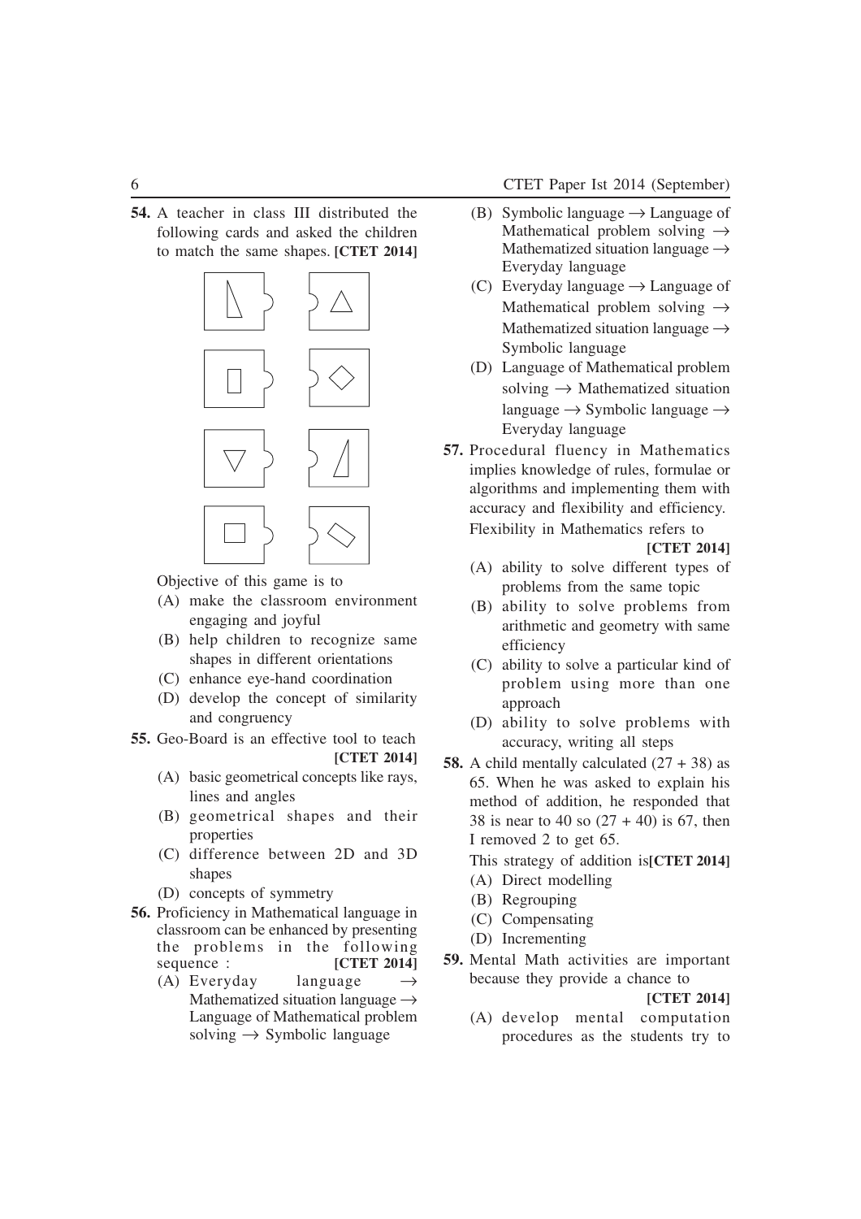**54.** A teacher in class III distributed the following cards and asked the children to match the same shapes. **[CTET 2014]**

Objective of this game is to

(A) make the classroom environment engaging and joyful

(B) help children to recognize same shapes in different orientations

(C) enhance eye-hand coordination

(D) develop the concept of similarity and congruency

**55.** Geo-Board is an effective tool to teach **[CTET 2014]**

(A) basic geometrical concepts like rays, lines and angles

(B) geometrical shapes and their properties

(C) difference between 2D and 3D shapes

(D) concepts of symmetry

**56.** Proficiency in Mathematical language in classroom can be enhanced by presenting the problems in the following sequence : **[CTET 2014]**

(A) Everyday language → Mathematized situation language → Language of Mathematical problem solving → Symbolic language

(B) Symbolic language → Language of Mathematical problem solving → Mathematized situation language → Everyday language

(C) Everyday language → Language of Mathematical problem solving → Mathematized situation language → Symbolic language

(D) Language of Mathematical problem solving → Mathematized situation language → Symbolic language → Everyday language

**57.** Procedural fluency in Mathematics implies knowledge of rules, formulae or algorithms and implementing them with accuracy and flexibility and efficiency. Flexibility in Mathematics refers to **[CTET 2014]**

(A) ability to solve different types of problems from the same topic

(B) ability to solve problems from arithmetic and geometry with same efficiency

(C) ability to solve a particular kind of problem using more than one approach

(D) ability to solve problems with accuracy, writing all steps

**58.** A child mentally calculated $(27 + 38)$ as 65. When he was asked to explain his method of addition, he responded that 38 is near to 40 so $(27 + 40)$ is 67, then I removed 2 to get 65.

This strategy of addition is **[CTET 2014]**

(A) Direct modelling

(B) Regrouping

(C) Compensating

(D) Incrementing

**59.** Mental Math activities are important because they provide a chance to **[CTET 2014]**

(A) develop mental computation procedures as the students try to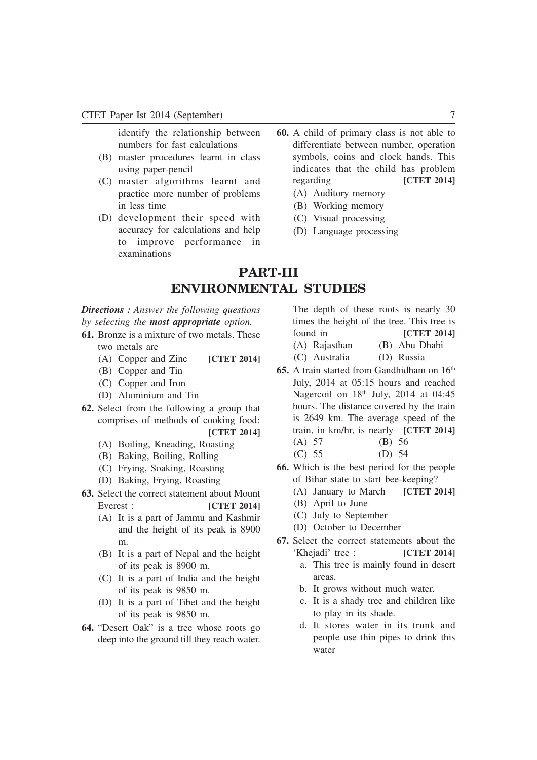identify the relationship between numbers for fast calculations

(B) master procedures learnt in class using paper-pencil

(C) master algorithms learnt and practice more number of problems in less time

(D) development their speed with accuracy for calculations and help to improve performance in examinations

**60.** A child of primary class is not able to differentiate between number, operation symbols, coins and clock hands. This indicates that the child has problem regarding **[CTET 2014]**

(A) Auditory memory

(B) Working memory

(C) Visual processing

(D) Language processing

# PART-III
## ENVIRONMENTAL STUDIES

***Directions :** Answer the following questions by selecting the **most appropriate** option.*

**61.** Bronze is a mixture of two metals. These two metals are **[CTET 2014]**

(A) Copper and Zinc

(B) Copper and Tin

(C) Copper and Iron

(D) Aluminium and Tin

**62.** Select from the following a group that comprises of methods of cooking food: **[CTET 2014]**

(A) Boiling, Kneading, Roasting

(B) Baking, Boiling, Rolling

(C) Frying, Soaking, Roasting

(D) Baking, Frying, Roasting

**63.** Select the correct statement about Mount Everest : **[CTET 2014]**

(A) It is a part of Jammu and Kashmir and the height of its peak is 8900 m.

(B) It is a part of Nepal and the height of its peak is 8900 m.

(C) It is a part of India and the height of its peak is 9850 m.

(D) It is a part of Tibet and the height of its peak is 9850 m.

**64.** "Desert Oak" is a tree whose roots go deep into the ground till they reach water. The depth of these roots is nearly 30 times the height of the tree. This tree is found in **[CTET 2014]**

(A) Rajasthan (B) Abu Dhabi

(C) Australia (D) Russia

**65.** A train started from Gandhidham on 16th July, 2014 at 05:15 hours and reached Nagercoil on 18th July, 2014 at 04:45 hours. The distance covered by the train is 2649 km. The average speed of the train, in km/hr, is nearly **[CTET 2014]**

(A) 57 (B) 56

(C) 55 (D) 54

**66.** Which is the best period for the people of Bihar state to start bee-keeping? **[CTET 2014]**

(A) January to March

(B) April to June

(C) July to September

(D) October to December

**67.** Select the correct statements about the 'Khejadi' tree : **[CTET 2014]**

a. This tree is mainly found in desert areas.

b. It grows without much water.

c. It is a shady tree and children like to play in its shade.

d. It stores water in its trunk and people use thin pipes to drink this water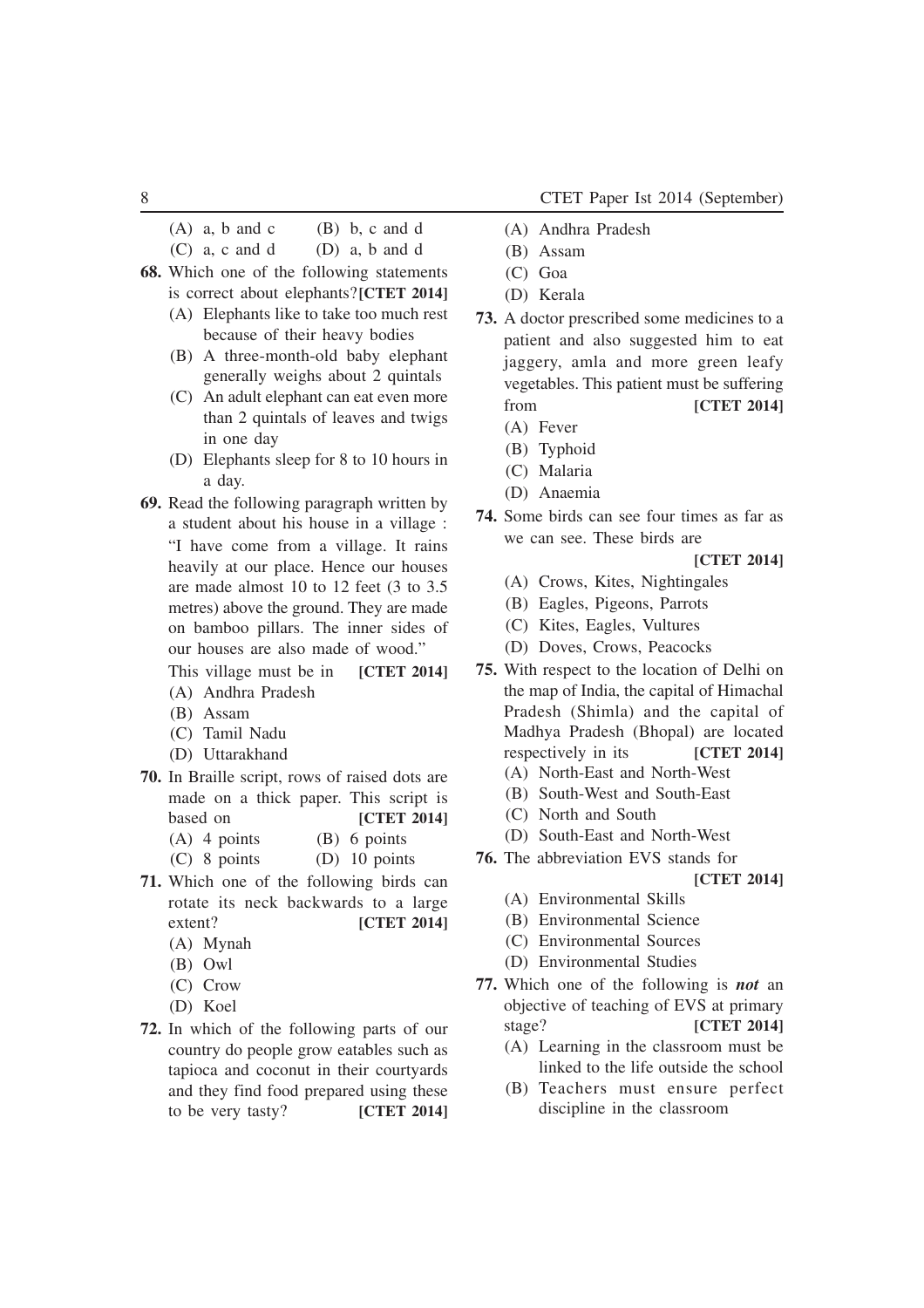(A) a, b and c (B) b, c and d
(C) a, c and d (D) a, b and d

**68.** Which one of the following statements is correct about elephants? **[CTET 2014]**
- (A) Elephants like to take too much rest because of their heavy bodies
- (B) A three-month-old baby elephant generally weighs about 2 quintals
- (C) An adult elephant can eat even more than 2 quintals of leaves and twigs in one day
- (D) Elephants sleep for 8 to 10 hours in a day.

**69.** Read the following paragraph written by a student about his house in a village :
"I have come from a village. It rains heavily at our place. Hence our houses are made almost 10 to 12 feet (3 to 3.5 metres) above the ground. They are made on bamboo pillars. The inner sides of our houses are also made of wood."
This village must be in **[CTET 2014]**
- (A) Andhra Pradesh
- (B) Assam
- (C) Tamil Nadu
- (D) Uttarakhand

**70.** In Braille script, rows of raised dots are made on a thick paper. This script is based on **[CTET 2014]**
(A) 4 points (B) 6 points
(C) 8 points (D) 10 points

**71.** Which one of the following birds can rotate its neck backwards to a large extent? **[CTET 2014]**
- (A) Mynah
- (B) Owl
- (C) Crow
- (D) Koel

**72.** In which of the following parts of our country do people grow eatables such as tapioca and coconut in their courtyards and they find food prepared using these to be very tasty? **[CTET 2014]**
- (A) Andhra Pradesh
- (B) Assam
- (C) Goa
- (D) Kerala

**73.** A doctor prescribed some medicines to a patient and also suggested him to eat jaggery, amla and more green leafy vegetables. This patient must be suffering from **[CTET 2014]**
- (A) Fever
- (B) Typhoid
- (C) Malaria
- (D) Anaemia

**74.** Some birds can see four times as far as we can see. These birds are **[CTET 2014]**
- (A) Crows, Kites, Nightingales
- (B) Eagles, Pigeons, Parrots
- (C) Kites, Eagles, Vultures
- (D) Doves, Crows, Peacocks

**75.** With respect to the location of Delhi on the map of India, the capital of Himachal Pradesh (Shimla) and the capital of Madhya Pradesh (Bhopal) are located respectively in its **[CTET 2014]**
- (A) North-East and North-West
- (B) South-West and South-East
- (C) North and South
- (D) South-East and North-West

**76.** The abbreviation EVS stands for **[CTET 2014]**
- (A) Environmental Skills
- (B) Environmental Science
- (C) Environmental Sources
- (D) Environmental Studies

**77.** Which one of the following is ***not*** an objective of teaching of EVS at primary stage? **[CTET 2014]**
- (A) Learning in the classroom must be linked to the life outside the school
- (B) Teachers must ensure perfect discipline in the classroom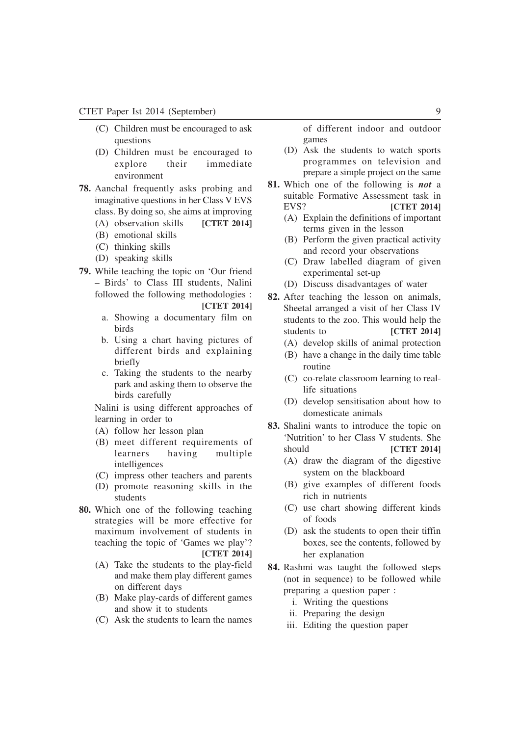(C) Children must be encouraged to ask questions

(D) Children must be encouraged to explore their immediate environment

**78.** Aanchal frequently asks probing and imaginative questions in her Class V EVS class. By doing so, she aims at improving **[CTET 2014]**

(A) observation skills

(B) emotional skills

(C) thinking skills

(D) speaking skills

**79.** While teaching the topic on 'Our friend – Birds' to Class III students, Nalini followed the following methodologies : **[CTET 2014]**

a. Showing a documentary film on birds

b. Using a chart having pictures of different birds and explaining briefly

c. Taking the students to the nearby park and asking them to observe the birds carefully

Nalini is using different approaches of learning in order to

(A) follow her lesson plan

(B) meet different requirements of learners having multiple intelligences

(C) impress other teachers and parents

(D) promote reasoning skills in the students

**80.** Which one of the following teaching strategies will be more effective for maximum involvement of students in teaching the topic of 'Games we play'? **[CTET 2014]**

(A) Take the students to the play-field and make them play different games on different days

(B) Make play-cards of different games and show it to students

(C) Ask the students to learn the names of different indoor and outdoor games

(D) Ask the students to watch sports programmes on television and prepare a simple project on the same

**81.** Which one of the following is ***not*** a suitable Formative Assessment task in EVS? **[CTET 2014]**

(A) Explain the definitions of important terms given in the lesson

(B) Perform the given practical activity and record your observations

(C) Draw labelled diagram of given experimental set-up

(D) Discuss disadvantages of water

**82.** After teaching the lesson on animals, Sheetal arranged a visit of her Class IV students to the zoo. This would help the students to **[CTET 2014]**

(A) develop skills of animal protection

(B) have a change in the daily time table routine

(C) co-relate classroom learning to real-life situations

(D) develop sensitisation about how to domesticate animals

**83.** Shalini wants to introduce the topic on 'Nutrition' to her Class V students. She should **[CTET 2014]**

(A) draw the diagram of the digestive system on the blackboard

(B) give examples of different foods rich in nutrients

(C) use chart showing different kinds of foods

(D) ask the students to open their tiffin boxes, see the contents, followed by her explanation

**84.** Rashmi was taught the followed steps (not in sequence) to be followed while preparing a question paper :

i. Writing the questions

ii. Preparing the design

iii. Editing the question paper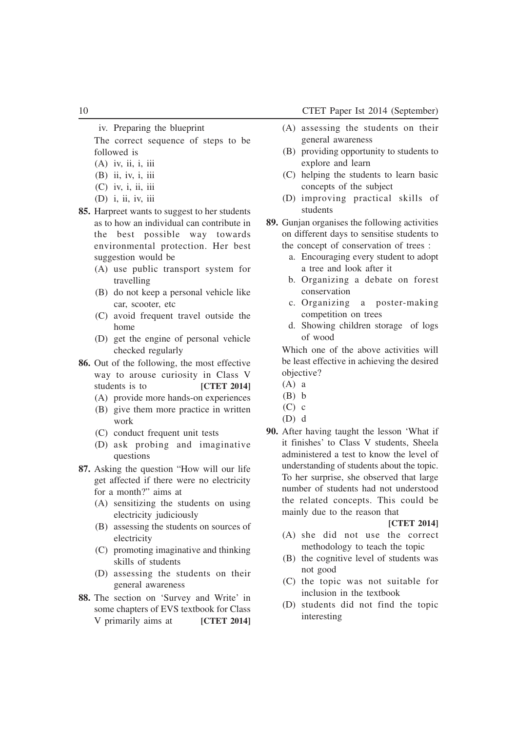iv. Preparing the blueprint

The correct sequence of steps to be followed is

(A) iv, ii, i, iii
(B) ii, iv, i, iii
(C) iv, i, ii, iii
(D) i, ii, iv, iii

**85.** Harpreet wants to suggest to her students as to how an individual can contribute in the best possible way towards environmental protection. Her best suggestion would be

(A) use public transport system for travelling
(B) do not keep a personal vehicle like car, scooter, etc
(C) avoid frequent travel outside the home
(D) get the engine of personal vehicle checked regularly

**86.** Out of the following, the most effective way to arouse curiosity in Class V students is to **[CTET 2014]**

(A) provide more hands-on experiences
(B) give them more practice in written work
(C) conduct frequent unit tests
(D) ask probing and imaginative questions

**87.** Asking the question "How will our life get affected if there were no electricity for a month?" aims at

(A) sensitizing the students on using electricity judiciously
(B) assessing the students on sources of electricity
(C) promoting imaginative and thinking skills of students
(D) assessing the students on their general awareness

**88.** The section on 'Survey and Write' in some chapters of EVS textbook for Class V primarily aims at **[CTET 2014]**

(A) assessing the students on their general awareness
(B) providing opportunity to students to explore and learn
(C) helping the students to learn basic concepts of the subject
(D) improving practical skills of students

**89.** Gunjan organises the following activities on different days to sensitise students to the concept of conservation of trees :

a. Encouraging every student to adopt a tree and look after it
b. Organizing a debate on forest conservation
c. Organizing a poster-making competition on trees
d. Showing children storage of logs of wood

Which one of the above activities will be least effective in achieving the desired objective?

(A) a
(B) b
(C) c
(D) d

**90.** After having taught the lesson 'What if it finishes' to Class V students, Sheela administered a test to know the level of understanding of students about the topic. To her surprise, she observed that large number of students had not understood the related concepts. This could be mainly due to the reason that **[CTET 2014]**

(A) she did not use the correct methodology to teach the topic
(B) the cognitive level of students was not good
(C) the topic was not suitable for inclusion in the textbook
(D) students did not find the topic interesting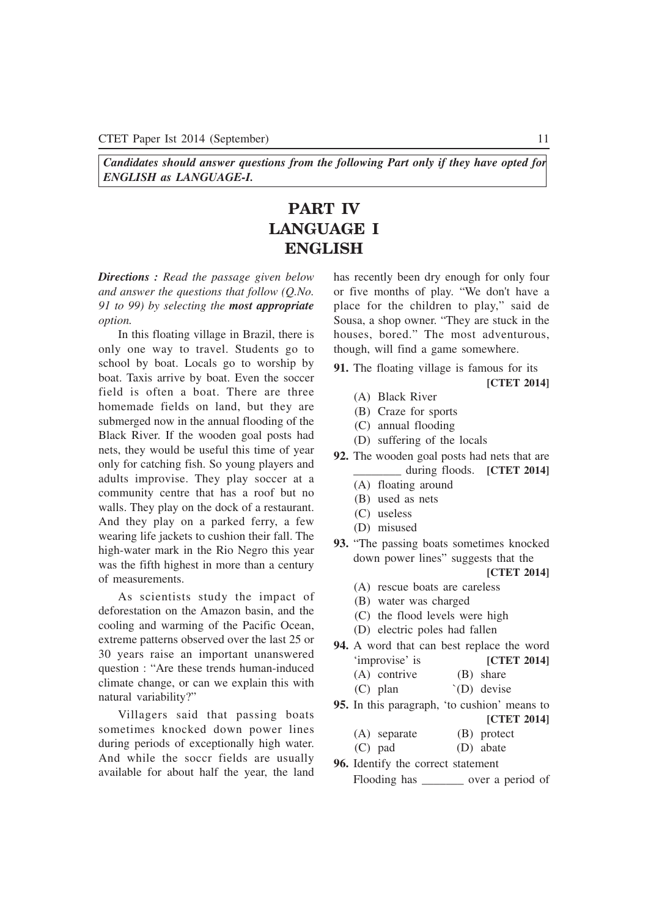***Candidates should answer questions from the following Part only if they have opted for ENGLISH as LANGUAGE-I.***

# PART IV
# LANGUAGE I
# ENGLISH

***Directions :*** *Read the passage given below and answer the questions that follow (Q.No. 91 to 99) by selecting the* ***most appropriate*** *option.*

In this floating village in Brazil, there is only one way to travel. Students go to school by boat. Locals go to worship by boat. Taxis arrive by boat. Even the soccer field is often a boat. There are three homemade fields on land, but they are submerged now in the annual flooding of the Black River. If the wooden goal posts had nets, they would be useful this time of year only for catching fish. So young players and adults improvise. They play soccer at a community centre that has a roof but no walls. They play on the dock of a restaurant. And they play on a parked ferry, a few wearing life jackets to cushion their fall. The high-water mark in the Rio Negro this year was the fifth highest in more than a century of measurements.

As scientists study the impact of deforestation on the Amazon basin, and the cooling and warming of the Pacific Ocean, extreme patterns observed over the last 25 or 30 years raise an important unanswered question : "Are these trends human-induced climate change, or can we explain this with natural variability?"

Villagers said that passing boats sometimes knocked down power lines during periods of exceptionally high water. And while the soccr fields are usually available for about half the year, the land has recently been dry enough for only four or five months of play. "We don't have a place for the children to play," said de Sousa, a shop owner. "They are stuck in the houses, bored." The most adventurous, though, will find a game somewhere.

**91.** The floating village is famous for its **[CTET 2014]**

(A) Black River
(B) Craze for sports
(C) annual flooding
(D) suffering of the locals

**92.** The wooden goal posts had nets that are ________ during floods. **[CTET 2014]**

(A) floating around
(B) used as nets
(C) useless
(D) misused

**93.** "The passing boats sometimes knocked down power lines" suggests that the **[CTET 2014]**

(A) rescue boats are careless
(B) water was charged
(C) the flood levels were high
(D) electric poles had fallen

**94.** A word that can best replace the word 'improvise' is **[CTET 2014]**

(A) contrive
(B) share
(C) plan
`(D) devise

**95.** In this paragraph, 'to cushion' means to **[CTET 2014]**

(A) separate
(B) protect
(C) pad
(D) abate

**96.** Identify the correct statement

Flooding has _______ over a period of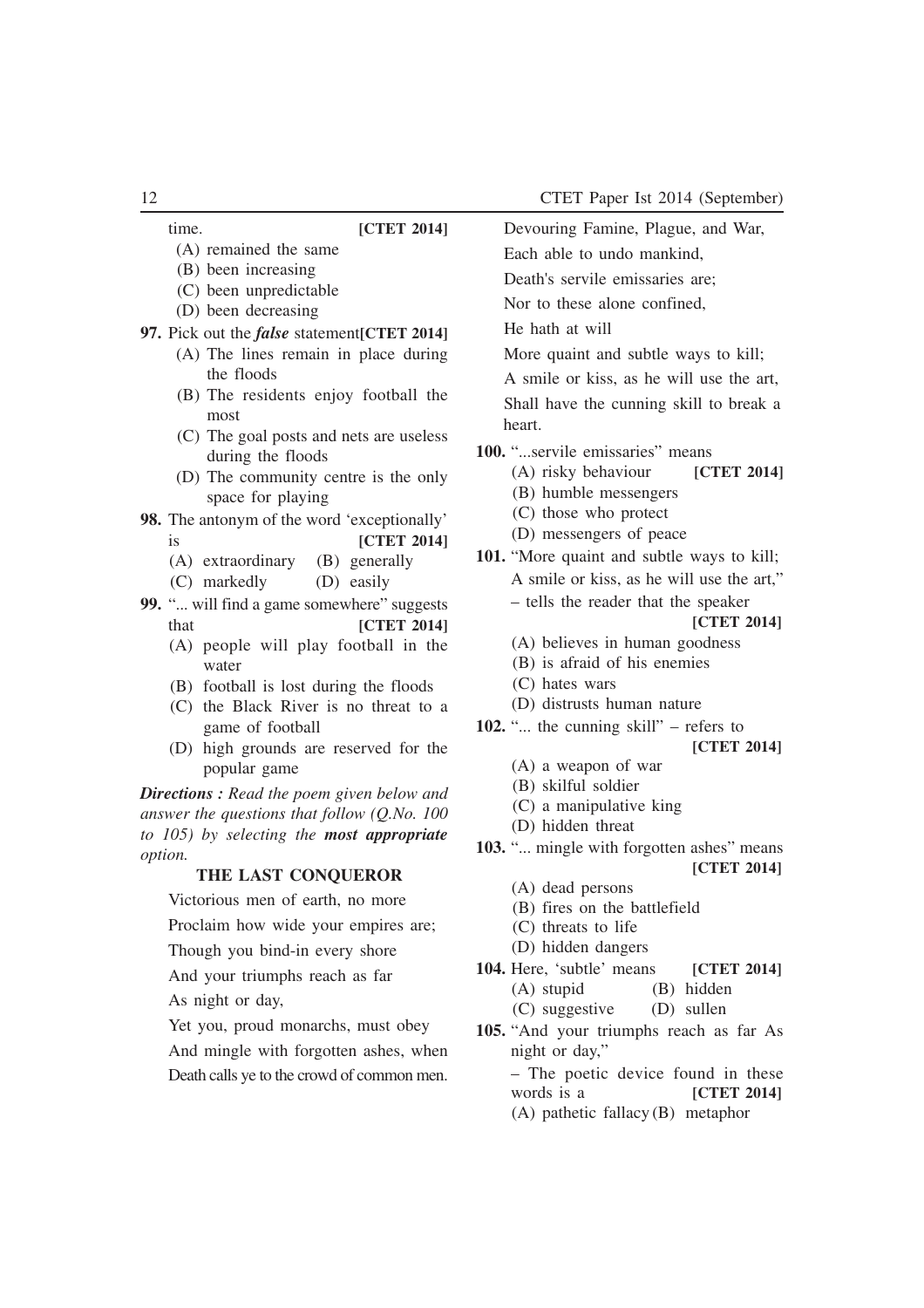time. **[CTET 2014]**

(A) remained the same
(B) been increasing
(C) been unpredictable
(D) been decreasing

**97.** Pick out the ***false*** statement **[CTET 2014]**

(A) The lines remain in place during the floods
(B) The residents enjoy football the most
(C) The goal posts and nets are useless during the floods
(D) The community centre is the only space for playing

**98.** The antonym of the word 'exceptionally' is **[CTET 2014]**

(A) extraordinary (B) generally
(C) markedly (D) easily

**99.** "... will find a game somewhere" suggests that **[CTET 2014]**

(A) people will play football in the water
(B) football is lost during the floods
(C) the Black River is no threat to a game of football
(D) high grounds are reserved for the popular game

***Directions :*** *Read the poem given below and answer the questions that follow (Q.No. 100 to 105) by selecting the* ***most appropriate*** *option.*

### THE LAST CONQUEROR

Victorious men of earth, no more
Proclaim how wide your empires are;
Though you bind-in every shore
And your triumphs reach as far
As night or day,
Yet you, proud monarchs, must obey
And mingle with forgotten ashes, when
Death calls ye to the crowd of common men.
Devouring Famine, Plague, and War,
Each able to undo mankind,
Death's servile emissaries are;
Nor to these alone confined,
He hath at will
More quaint and subtle ways to kill;
A smile or kiss, as he will use the art,
Shall have the cunning skill to break a heart.

**100.** "...servile emissaries" means **[CTET 2014]**

(A) risky behaviour
(B) humble messengers
(C) those who protect
(D) messengers of peace

**101.** "More quaint and subtle ways to kill;
A smile or kiss, as he will use the art,"
– tells the reader that the speaker **[CTET 2014]**

(A) believes in human goodness
(B) is afraid of his enemies
(C) hates wars
(D) distrusts human nature

**102.** "... the cunning skill" – refers to **[CTET 2014]**

(A) a weapon of war
(B) skilful soldier
(C) a manipulative king
(D) hidden threat

**103.** "... mingle with forgotten ashes" means **[CTET 2014]**

(A) dead persons
(B) fires on the battlefield
(C) threats to life
(D) hidden dangers

**104.** Here, 'subtle' means **[CTET 2014]**

(A) stupid (B) hidden
(C) suggestive (D) sullen

**105.** "And your triumphs reach as far As night or day,"
– The poetic device found in these words is a **[CTET 2014]**

(A) pathetic fallacy (B) metaphor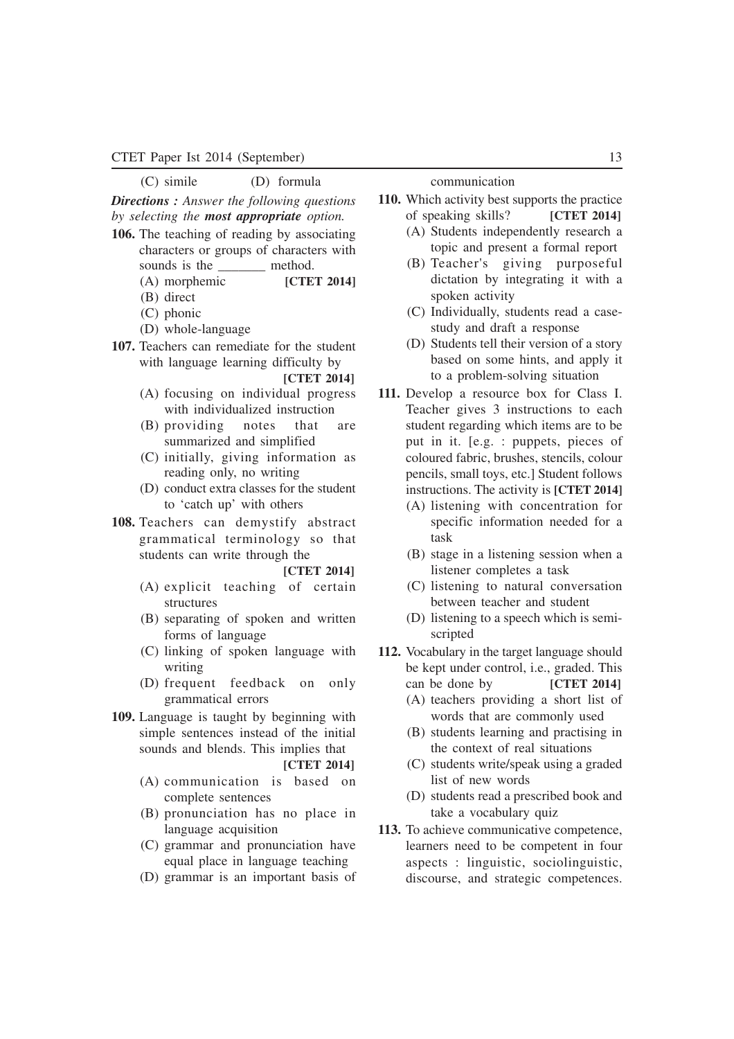(C) simile (D) formula

***Directions :*** *Answer the following questions by selecting the* ***most appropriate*** *option.*

**106.** The teaching of reading by associating characters or groups of characters with sounds is the _______ method.

(A) morphemic **[CTET 2014]**

(B) direct

(C) phonic

(D) whole-language

**107.** Teachers can remediate for the student with language learning difficulty by **[CTET 2014]**

(A) focusing on individual progress with individualized instruction

(B) providing notes that are summarized and simplified

(C) initially, giving information as reading only, no writing

(D) conduct extra classes for the student to 'catch up' with others

**108.** Teachers can demystify abstract grammatical terminology so that students can write through the **[CTET 2014]**

(A) explicit teaching of certain structures

(B) separating of spoken and written forms of language

(C) linking of spoken language with writing

(D) frequent feedback on only grammatical errors

**109.** Language is taught by beginning with simple sentences instead of the initial sounds and blends. This implies that **[CTET 2014]**

(A) communication is based on complete sentences

(B) pronunciation has no place in language acquisition

(C) grammar and pronunciation have equal place in language teaching

(D) grammar is an important basis of communication

**110.** Which activity best supports the practice of speaking skills? **[CTET 2014]**

(A) Students independently research a topic and present a formal report

(B) Teacher's giving purposeful dictation by integrating it with a spoken activity

(C) Individually, students read a case-study and draft a response

(D) Students tell their version of a story based on some hints, and apply it to a problem-solving situation

**111.** Develop a resource box for Class I. Teacher gives 3 instructions to each student regarding which items are to be put in it. [e.g. : puppets, pieces of coloured fabric, brushes, stencils, colour pencils, small toys, etc.] Student follows instructions. The activity is **[CTET 2014]**

(A) listening with concentration for specific information needed for a task

(B) stage in a listening session when a listener completes a task

(C) listening to natural conversation between teacher and student

(D) listening to a speech which is semi-scripted

**112.** Vocabulary in the target language should be kept under control, i.e., graded. This can be done by **[CTET 2014]**

(A) teachers providing a short list of words that are commonly used

(B) students learning and practising in the context of real situations

(C) students write/speak using a graded list of new words

(D) students read a prescribed book and take a vocabulary quiz

**113.** To achieve communicative competence, learners need to be competent in four aspects : linguistic, sociolinguistic, discourse, and strategic competences.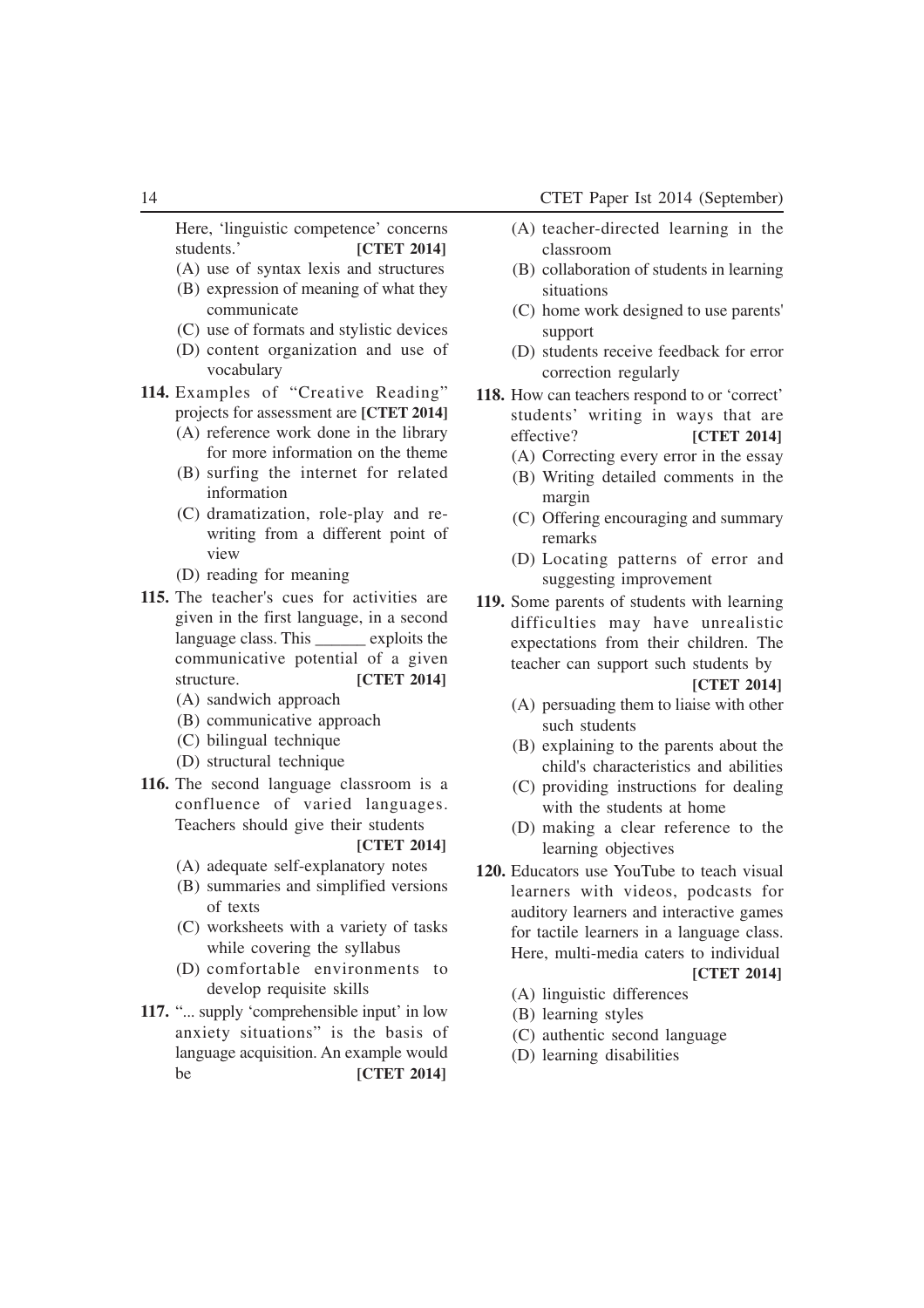Here, 'linguistic competence' concerns students.' **[CTET 2014]**

(A) use of syntax lexis and structures
(B) expression of meaning of what they communicate
(C) use of formats and stylistic devices
(D) content organization and use of vocabulary

**114.** Examples of "Creative Reading" projects for assessment are **[CTET 2014]**

(A) reference work done in the library for more information on the theme
(B) surfing the internet for related information
(C) dramatization, role-play and re-writing from a different point of view
(D) reading for meaning

**115.** The teacher's cues for activities are given in the first language, in a second language class. This ______ exploits the communicative potential of a given structure. **[CTET 2014]**

(A) sandwich approach
(B) communicative approach
(C) bilingual technique
(D) structural technique

**116.** The second language classroom is a confluence of varied languages. Teachers should give their students **[CTET 2014]**

(A) adequate self-explanatory notes
(B) summaries and simplified versions of texts
(C) worksheets with a variety of tasks while covering the syllabus
(D) comfortable environments to develop requisite skills

**117.** "... supply 'comprehensible input' in low anxiety situations" is the basis of language acquisition. An example would be **[CTET 2014]**

(A) teacher-directed learning in the classroom
(B) collaboration of students in learning situations
(C) home work designed to use parents' support
(D) students receive feedback for error correction regularly

**118.** How can teachers respond to or 'correct' students' writing in ways that are effective? **[CTET 2014]**

(A) Correcting every error in the essay
(B) Writing detailed comments in the margin
(C) Offering encouraging and summary remarks
(D) Locating patterns of error and suggesting improvement

**119.** Some parents of students with learning difficulties may have unrealistic expectations from their children. The teacher can support such students by **[CTET 2014]**

(A) persuading them to liaise with other such students
(B) explaining to the parents about the child's characteristics and abilities
(C) providing instructions for dealing with the students at home
(D) making a clear reference to the learning objectives

**120.** Educators use YouTube to teach visual learners with videos, podcasts for auditory learners and interactive games for tactile learners in a language class. Here, multi-media caters to individual **[CTET 2014]**

(A) linguistic differences
(B) learning styles
(C) authentic second language
(D) learning disabilities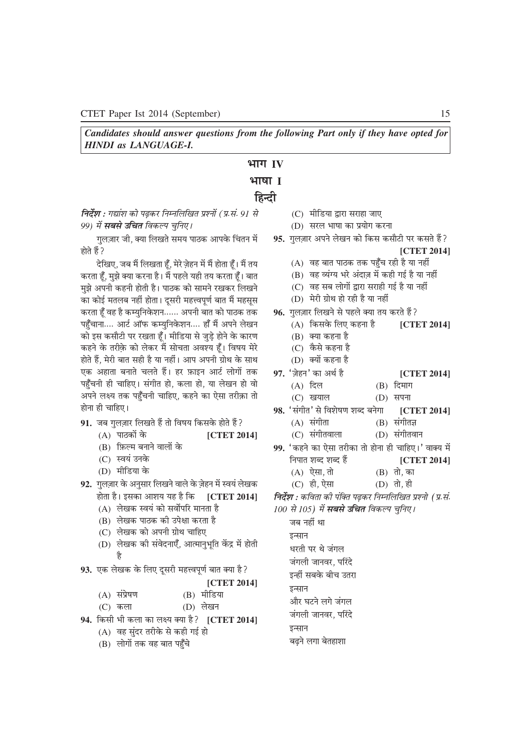*Candidates should answer questions from the following Part only if they have opted for HINDI as LANGUAGE-I.*

# भाग IV

## भाषा I

## हिन्दी

***निर्देश :*** *गद्यांश को पढ़कर निम्नलिखित प्रश्नों (प्र.सं. 91 से 99) में **सबसे उचित** विकल्प चुनिए।*

गुलज़ार जी, क्या लिखते समय पाठक आपके चिंतन में होते हैं?

देखिए, जब मैं लिखता हूँ, मेरे ज़ेहन में मैं होता हूँ। मैं तय करता हूँ, मुझे क्या करना है। मैं पहले यही तय करता हूँ। बात मुझे अपनी कहनी होती है। पाठक को सामने रखकर लिखने का कोई मतलब नहीं होता। दूसरी महत्त्वपूर्ण बात मैं महसूस करता हूँ वह है कम्युनिकेशन...... अपनी बात को पाठक तक पहुँचाना.... आर्ट ऑफ कम्युनिकेशन.... हाँ मैं अपने लेखन को इस कसौटी पर रखता हूँ। मीडिया से जुड़े होने के कारण कहने के तरीक़े को लेकर मैं सोचता अवश्य हूँ। विषय मेरे होते हैं, मेरी बात सही है या नहीं। आप अपनी ग्रोथ के साथ एक अहाता बनाते चलते हैं। हर फ़ाइन आर्ट लोगों तक पहुँचनी ही चाहिए। संगीत हो, कला हो, या लेखन हो वो अपने लक्ष्य तक पहुँचनी चाहिए, कहने का ऐसा तरीक़ा तो होना ही चाहिए।

**91.** जब गुलज़ार लिखते हैं तो विषय किसके होते हैं? **[CTET 2014]**

(A) पाठकों के
(B) फ़िल्म बनाने वालों के
(C) स्वयं उनके
(D) मीडिया के

**92.** गुलज़ार के अनुसार लिखने वाले के ज़ेहन में स्वयं लेखक होता है। इसका आशय यह है कि **[CTET 2014]**

(A) लेखक स्वयं को सर्वोपरि मानता है
(B) लेखक पाठक की उपेक्षा करता है
(C) लेखक को अपनी ग्रोथ चाहिए
(D) लेखक की संवेदनाएँ, आत्मानुभूति केंद्र में होती है

**93.** एक लेखक के लिए दूसरी महत्त्वपूर्ण बात क्या है? **[CTET 2014]**

(A) संप्रेषण (B) मीडिया
(C) कला (D) लेखन

**94.** किसी भी कला का लक्ष्य क्या है? **[CTET 2014]**

(A) वह सुंदर तरीके से कही गई हो
(B) लोगों तक वह बात पहुँचे
(C) मीडिया द्वारा सराहा जाए
(D) सरल भाषा का प्रयोग करना

**95.** गुलज़ार अपने लेखन को किस कसौटी पर कसते हैं? **[CTET 2014]**

(A) वह बात पाठक तक पहुँच रही है या नहीं
(B) वह व्यंग्य भरे अंदाज़ में कही गई है या नहीं
(C) वह सब लोगों द्वारा सराही गई है या नहीं
(D) मेरी ग्रोथ हो रही है या नहीं

**96.** गुलज़ार लिखने से पहले क्या तय करते हैं? **[CTET 2014]**

(A) किसके लिए कहना है
(B) क्या कहना है
(C) कैसे कहना है
(D) क्यों कहना है

**97.** 'ज़ेहन' का अर्थ है **[CTET 2014]**

(A) दिल (B) दिमाग
(C) खयाल (D) सपना

**98.** 'संगीत' से विशेषण शब्द बनेगा **[CTET 2014]**

(A) संगीता (B) संगीतज्ञ
(C) संगीतवाला (D) संगीतवान

**99.** 'कहने का ऐसा तरीका तो होना ही चाहिए।' वाक्य में निपात शब्द शब्द हैं **[CTET 2014]**

(A) ऐसा, तो (B) तो, का
(C) ही, ऐसा (D) तो, ही

***निर्देश :*** *कविता की पंक्ति पढ़कर निम्नलिखित प्रश्नो (प्र.सं. 100 से 105) में **सबसे उचित** विकल्प चुनिए।*

जब नहीं था
इन्सान
धरती पर थे जंगल
जंगली जानवर, परिंदे
इन्हीं सबके बीच उतरा
इन्सान
और घटने लगे जंगल
जंगली जानवर, परिंदे
इन्सान
बढ़ने लगा बेतहाशा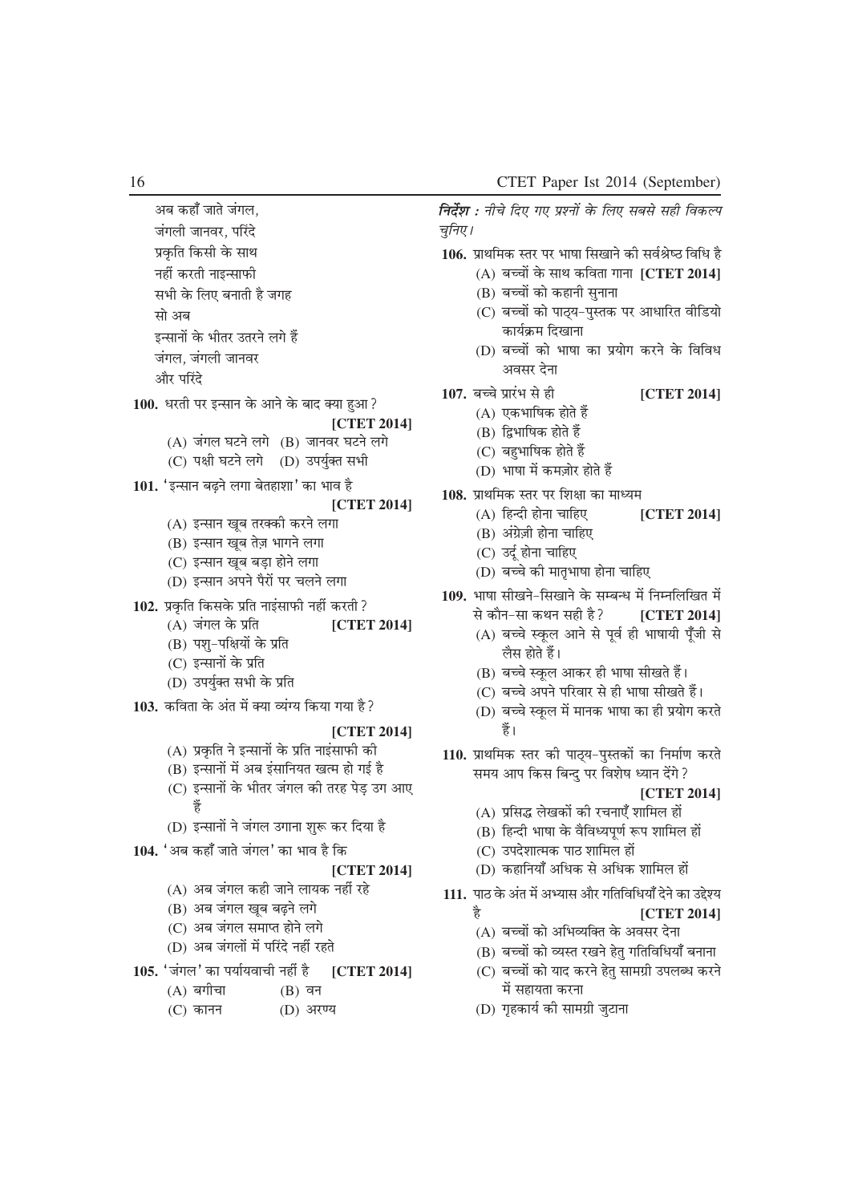अब कहाँ जाते जंगल,
जंगली जानवर, परिंदे
प्रकृति किसी के साथ
नहीं करती नाइन्साफी
सभी के लिए बनाती है जगह
सो अब
इन्सानों के भीतर उतरने लगे हैं
जंगल, जंगली जानवर
और परिंदे

**100.** धरती पर इन्सान के आने के बाद क्या हुआ? **[CTET 2014]**

(A) जंगल घटने लगे (B) जानवर घटने लगे
(C) पक्षी घटने लगे (D) उपर्युक्त सभी

**101.** 'इन्सान बढ़ने लगा बेतहाशा' का भाव है **[CTET 2014]**

(A) इन्सान खूब तरक्की करने लगा
(B) इन्सान खूब तेज़ भागने लगा
(C) इन्सान खूब बड़ा होने लगा
(D) इन्सान अपने पैरों पर चलने लगा

**102.** प्रकृति किसके प्रति नाइंसाफी नहीं करती? **[CTET 2014]**

(A) जंगल के प्रति
(B) पशु-पक्षियों के प्रति
(C) इन्सानों के प्रति
(D) उपर्युक्त सभी के प्रति

**103.** कविता के अंत में क्या व्यंग्य किया गया है? **[CTET 2014]**

(A) प्रकृति ने इन्सानों के प्रति नाइंसाफी की
(B) इन्सानों में अब इंसानियत खत्म हो गई है
(C) इन्सानों के भीतर जंगल की तरह पेड़ उग आए हैं
(D) इन्सानों ने जंगल उगाना शुरू कर दिया है

**104.** 'अब कहाँ जाते जंगल' का भाव है कि **[CTET 2014]**

(A) अब जंगल कही जाने लायक नहीं रहे
(B) अब जंगल खूब बढ़ने लगे
(C) अब जंगल समाप्त होने लगे
(D) अब जंगलों में परिंदे नहीं रहते

**105.** 'जंगल' का पर्यायवाची नहीं है **[CTET 2014]**

(A) बगीचा (B) वन
(C) कानन (D) अरण्य

***निर्देश :*** *नीचे दिए गए प्रश्नों के लिए सबसे सही विकल्प चुनिए।*

**106.** प्राथमिक स्तर पर भाषा सिखाने की सर्वश्रेष्ठ विधि है **[CTET 2014]**

(A) बच्चों के साथ कविता गाना
(B) बच्चों को कहानी सुनाना
(C) बच्चों को पाठ्य-पुस्तक पर आधारित वीडियो कार्यक्रम दिखाना
(D) बच्चों को भाषा का प्रयोग करने के विविध अवसर देना

**107.** बच्चे प्रारंभ से ही **[CTET 2014]**

(A) एकभाषिक होते हैं
(B) द्विभाषिक होते हैं
(C) बहुभाषिक होते हैं
(D) भाषा में कमज़ोर होते हैं

**108.** प्राथमिक स्तर पर शिक्षा का माध्यम **[CTET 2014]**

(A) हिन्दी होना चाहिए
(B) अंग्रेज़ी होना चाहिए
(C) उर्दू होना चाहिए
(D) बच्चे की मातृभाषा होना चाहिए

**109.** भाषा सीखने-सिखाने के सम्बन्ध में निम्नलिखित में से कौन-सा कथन सही है? **[CTET 2014]**

(A) बच्चे स्कूल आने से पूर्व ही भाषायी पूँजी से लैस होते हैं।
(B) बच्चे स्कूल आकर ही भाषा सीखते हैं।
(C) बच्चे अपने परिवार से ही भाषा सीखते हैं।
(D) बच्चे स्कूल में मानक भाषा का ही प्रयोग करते हैं।

**110.** प्राथमिक स्तर की पाठ्य-पुस्तकों का निर्माण करते समय आप किस बिन्दु पर विशेष ध्यान देंगे? **[CTET 2014]**

(A) प्रसिद्ध लेखकों की रचनाएँ शामिल हों
(B) हिन्दी भाषा के वैविध्यपूर्ण रूप शामिल हों
(C) उपदेशात्मक पाठ शामिल हों
(D) कहानियाँ अधिक से अधिक शामिल हों

**111.** पाठ के अंत में अभ्यास और गतिविधियाँ देने का उद्देश्य है **[CTET 2014]**

(A) बच्चों को अभिव्यक्ति के अवसर देना
(B) बच्चों को व्यस्त रखने हेतु गतिविधियाँ बनाना
(C) बच्चों को याद करने हेतु सामग्री उपलब्ध करने में सहायता करना
(D) गृहकार्य की सामग्री जुटाना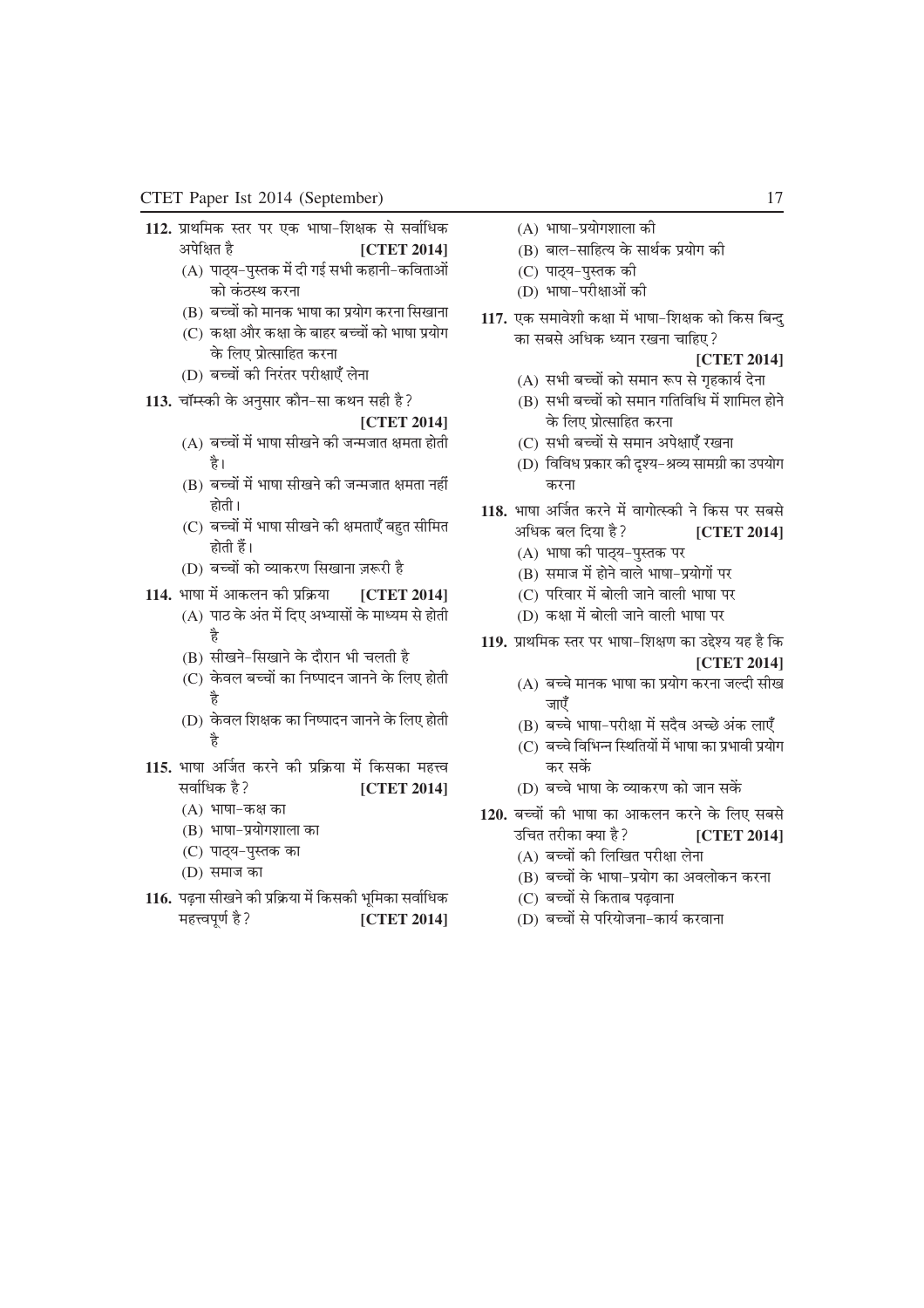**112.** प्राथमिक स्तर पर एक भाषा-शिक्षक से सर्वाधिक अपेक्षित है **[CTET 2014]**

(A) पाठ्य-पुस्तक में दी गई सभी कहानी-कविताओं को कंठस्थ करना
(B) बच्चों को मानक भाषा का प्रयोग करना सिखाना
(C) कक्षा और कक्षा के बाहर बच्चों को भाषा प्रयोग के लिए प्रोत्साहित करना
(D) बच्चों की निरंतर परीक्षाएँ लेना

**113.** चॉम्स्की के अनुसार कौन-सा कथन सही है? **[CTET 2014]**

(A) बच्चों में भाषा सीखने की जन्मजात क्षमता होती है।
(B) बच्चों में भाषा सीखने की जन्मजात क्षमता नहीं होती।
(C) बच्चों में भाषा सीखने की क्षमताएँ बहुत सीमित होती हैं।
(D) बच्चों को व्याकरण सिखाना ज़रूरी है

**114.** भाषा में आकलन की प्रक्रिया **[CTET 2014]**

(A) पाठ के अंत में दिए अभ्यासों के माध्यम से होती है
(B) सीखने-सिखाने के दौरान भी चलती है
(C) केवल बच्चों का निष्पादन जानने के लिए होती है
(D) केवल शिक्षक का निष्पादन जानने के लिए होती है

**115.** भाषा अर्जित करने की प्रक्रिया में किसका महत्त्व सर्वाधिक है? **[CTET 2014]**

(A) भाषा-कक्ष का
(B) भाषा-प्रयोगशाला का
(C) पाठ्य-पुस्तक का
(D) समाज का

**116.** पढ़ना सीखने की प्रक्रिया में किसकी भूमिका सर्वाधिक महत्त्वपूर्ण है? **[CTET 2014]**

(A) भाषा-प्रयोगशाला की
(B) बाल-साहित्य के सार्थक प्रयोग की
(C) पाठ्य-पुस्तक की
(D) भाषा-परीक्षाओं की

**117.** एक समावेशी कक्षा में भाषा-शिक्षक को किस बिन्दु का सबसे अधिक ध्यान रखना चाहिए? **[CTET 2014]**

(A) सभी बच्चों को समान रूप से गृहकार्य देना
(B) सभी बच्चों को समान गतिविधि में शामिल होने के लिए प्रोत्साहित करना
(C) सभी बच्चों से समान अपेक्षाएँ रखना
(D) विविध प्रकार की दृश्य-श्रव्य सामग्री का उपयोग करना

**118.** भाषा अर्जित करने में वागोत्स्की ने किस पर सबसे अधिक बल दिया है? **[CTET 2014]**

(A) भाषा की पाठ्य-पुस्तक पर
(B) समाज में होने वाले भाषा-प्रयोगों पर
(C) परिवार में बोली जाने वाली भाषा पर
(D) कक्षा में बोली जाने वाली भाषा पर

**119.** प्राथमिक स्तर पर भाषा-शिक्षण का उद्देश्य यह है कि **[CTET 2014]**

(A) बच्चे मानक भाषा का प्रयोग करना जल्दी सीख जाएँ
(B) बच्चे भाषा-परीक्षा में सदैव अच्छे अंक लाएँ
(C) बच्चे विभिन्न स्थितियों में भाषा का प्रभावी प्रयोग कर सकें
(D) बच्चे भाषा के व्याकरण को जान सकें

**120.** बच्चों की भाषा का आकलन करने के लिए सबसे उचित तरीका क्या है? **[CTET 2014]**

(A) बच्चों की लिखित परीक्षा लेना
(B) बच्चों के भाषा-प्रयोग का अवलोकन करना
(C) बच्चों से किताब पढ़वाना
(D) बच्चों से परियोजना-कार्य करवाना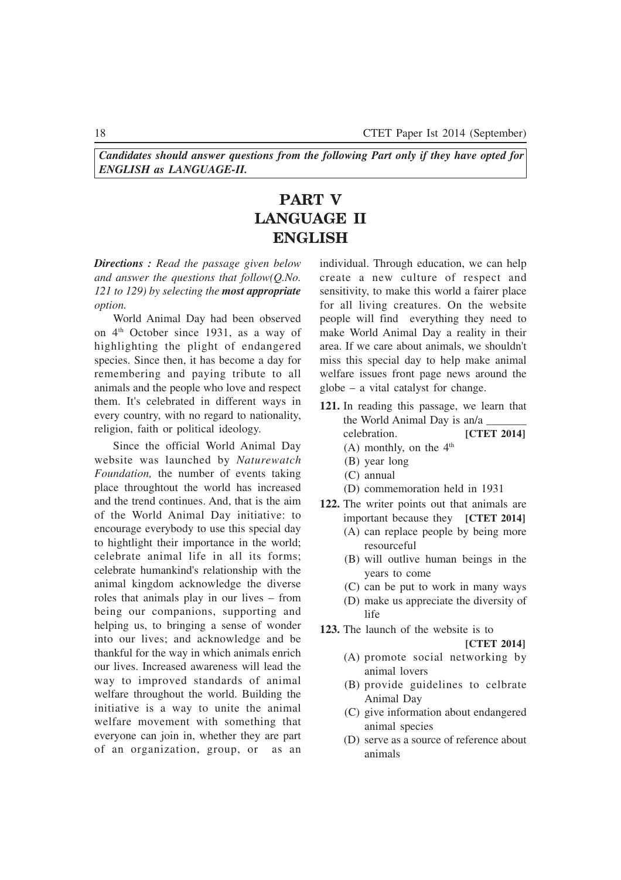*Candidates should answer questions from the following Part only if they have opted for* ***ENGLISH as LANGUAGE-II.***

# PART V
# LANGUAGE II
# ENGLISH

***Directions :*** *Read the passage given below and answer the questions that follow(Q.No. 121 to 129) by selecting the* ***most appropriate*** *option.*

World Animal Day had been observed on 4th October since 1931, as a way of highlighting the plight of endangered species. Since then, it has become a day for remembering and paying tribute to all animals and the people who love and respect them. It's celebrated in different ways in every country, with no regard to nationality, religion, faith or political ideology.

Since the official World Animal Day website was launched by *Naturewatch Foundation,* the number of events taking place throughtout the world has increased and the trend continues. And, that is the aim of the World Animal Day initiative: to encourage everybody to use this special day to hightlight their importance in the world; celebrate animal life in all its forms; celebrate humankind's relationship with the animal kingdom acknowledge the diverse roles that animals play in our lives – from being our companions, supporting and helping us, to bringing a sense of wonder into our lives; and acknowledge and be thankful for the way in which animals enrich our lives. Increased awareness will lead the way to improved standards of animal welfare throughout the world. Building the initiative is a way to unite the animal welfare movement with something that everyone can join in, whether they are part of an organization, group, or as an individual. Through education, we can help create a new culture of respect and sensitivity, to make this world a fairer place for all living creatures. On the website people will find everything they need to make World Animal Day a reality in their area. If we care about animals, we shouldn't miss this special day to help make animal welfare issues front page news around the globe – a vital catalyst for change.

**121.** In reading this passage, we learn that the World Animal Day is an/a _______ celebration. **[CTET 2014]**

(A) monthly, on the 4th

(B) year long

(C) annual

(D) commemoration held in 1931

**122.** The writer points out that animals are important because they **[CTET 2014]**

(A) can replace people by being more resourceful

(B) will outlive human beings in the years to come

(C) can be put to work in many ways

(D) make us appreciate the diversity of life

**123.** The launch of the website is to **[CTET 2014]**

(A) promote social networking by animal lovers

(B) provide guidelines to celbrate Animal Day

(C) give information about endangered animal species

(D) serve as a source of reference about animals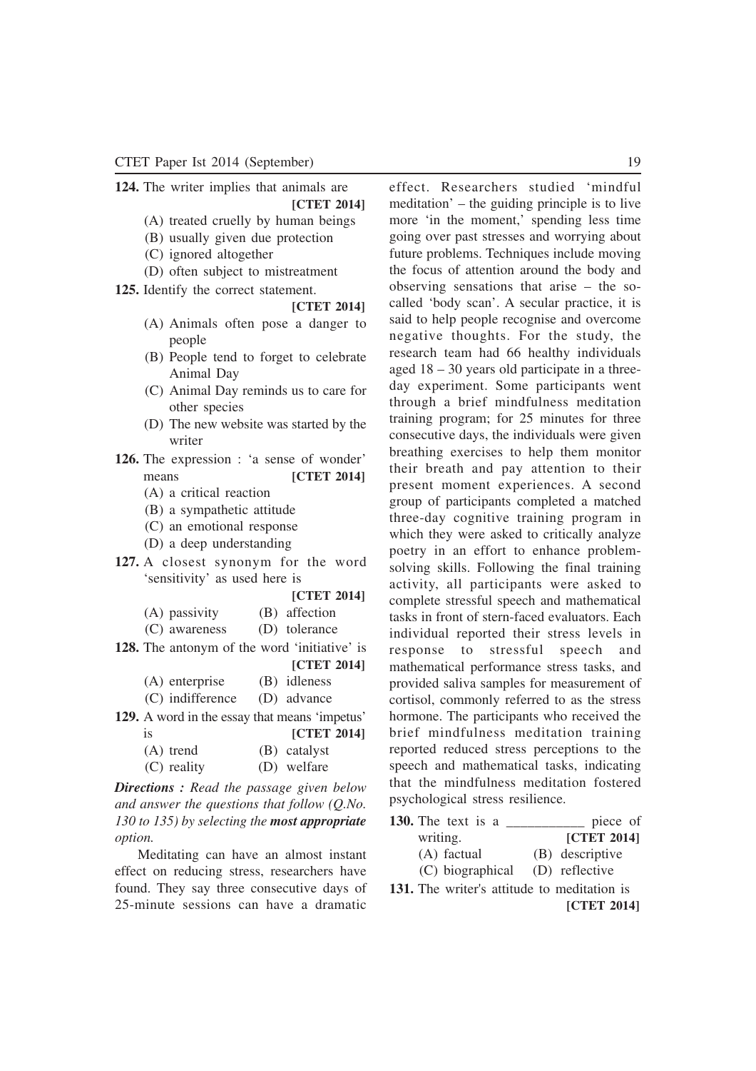**124.** The writer implies that animals are **[CTET 2014]**

(A) treated cruelly by human beings
(B) usually given due protection
(C) ignored altogether
(D) often subject to mistreatment

**125.** Identify the correct statement. **[CTET 2014]**

(A) Animals often pose a danger to people
(B) People tend to forget to celebrate Animal Day
(C) Animal Day reminds us to care for other species
(D) The new website was started by the writer

**126.** The expression : 'a sense of wonder' means **[CTET 2014]**

(A) a critical reaction
(B) a sympathetic attitude
(C) an emotional response
(D) a deep understanding

**127.** A closest synonym for the word 'sensitivity' as used here is **[CTET 2014]**

(A) passivity (B) affection
(C) awareness (D) tolerance

**128.** The antonym of the word 'initiative' is **[CTET 2014]**

(A) enterprise (B) idleness
(C) indifference (D) advance

**129.** A word in the essay that means 'impetus' is **[CTET 2014]**

(A) trend (B) catalyst
(C) reality (D) welfare

***Directions :** Read the passage given below and answer the questions that follow (Q.No. 130 to 135) by selecting the **most appropriate** option.*

Meditating can have an almost instant effect on reducing stress, researchers have found. They say three consecutive days of 25-minute sessions can have a dramatic effect. Researchers studied 'mindful meditation' – the guiding principle is to live more 'in the moment,' spending less time going over past stresses and worrying about future problems. Techniques include moving the focus of attention around the body and observing sensations that arise – the so-called 'body scan'. A secular practice, it is said to help people recognise and overcome negative thoughts. For the study, the research team had 66 healthy individuals aged 18 – 30 years old participate in a three-day experiment. Some participants went through a brief mindfulness meditation training program; for 25 minutes for three consecutive days, the individuals were given breathing exercises to help them monitor their breath and pay attention to their present moment experiences. A second group of participants completed a matched three-day cognitive training program in which they were asked to critically analyze poetry in an effort to enhance problem-solving skills. Following the final training activity, all participants were asked to complete stressful speech and mathematical tasks in front of stern-faced evaluators. Each individual reported their stress levels in response to stressful speech and mathematical performance stress tasks, and provided saliva samples for measurement of cortisol, commonly referred to as the stress hormone. The participants who received the brief mindfulness meditation training reported reduced stress perceptions to the speech and mathematical tasks, indicating that the mindfulness meditation fostered psychological stress resilience.

**130.** The text is a ___________ piece of writing. **[CTET 2014]**

(A) factual (B) descriptive
(C) biographical (D) reflective

**131.** The writer's attitude to meditation is **[CTET 2014]**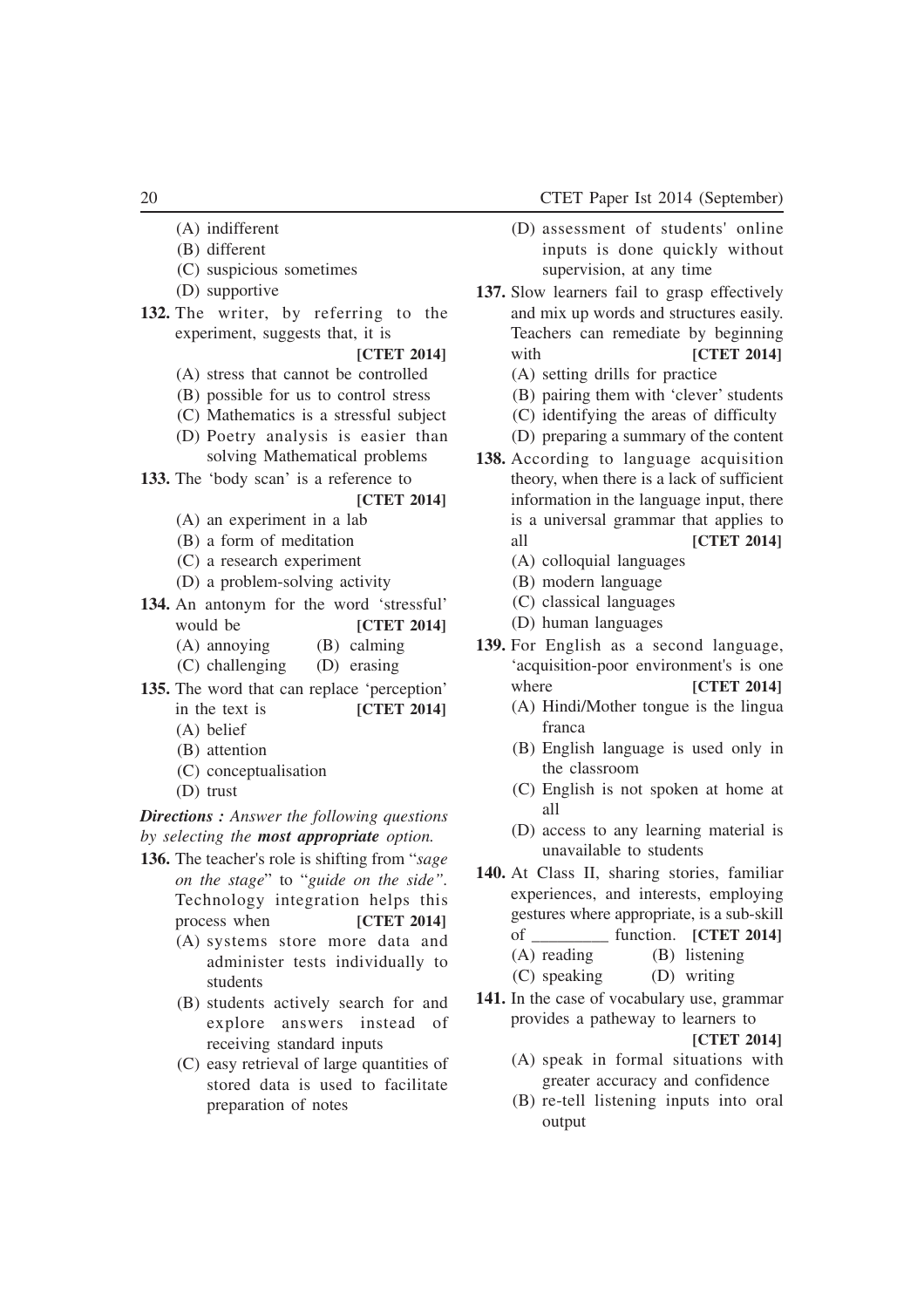(A) indifferent
(B) different
(C) suspicious sometimes
(D) supportive

**132.** The writer, by referring to the experiment, suggests that, it is **[CTET 2014]**
(A) stress that cannot be controlled
(B) possible for us to control stress
(C) Mathematics is a stressful subject
(D) Poetry analysis is easier than solving Mathematical problems

**133.** The 'body scan' is a reference to **[CTET 2014]**
(A) an experiment in a lab
(B) a form of meditation
(C) a research experiment
(D) a problem-solving activity

**134.** An antonym for the word 'stressful' would be **[CTET 2014]**
(A) annoying (B) calming
(C) challenging (D) erasing

**135.** The word that can replace 'perception' in the text is **[CTET 2014]**
(A) belief
(B) attention
(C) conceptualisation
(D) trust

***Directions :** Answer the following questions by selecting the **most appropriate** option.*

**136.** The teacher's role is shifting from "*sage on the stage*" to "*guide on the side*". Technology integration helps this process when **[CTET 2014]**
(A) systems store more data and administer tests individually to students
(B) students actively search for and explore answers instead of receiving standard inputs
(C) easy retrieval of large quantities of stored data is used to facilitate preparation of notes
(D) assessment of students' online inputs is done quickly without supervision, at any time

**137.** Slow learners fail to grasp effectively and mix up words and structures easily. Teachers can remediate by beginning with **[CTET 2014]**
(A) setting drills for practice
(B) pairing them with 'clever' students
(C) identifying the areas of difficulty
(D) preparing a summary of the content

**138.** According to language acquisition theory, when there is a lack of sufficient information in the language input, there is a universal grammar that applies to all **[CTET 2014]**
(A) colloquial languages
(B) modern language
(C) classical languages
(D) human languages

**139.** For English as a second language, 'acquisition-poor environment's is one where **[CTET 2014]**
(A) Hindi/Mother tongue is the lingua franca
(B) English language is used only in the classroom
(C) English is not spoken at home at all
(D) access to any learning material is unavailable to students

**140.** At Class II, sharing stories, familiar experiences, and interests, employing gestures where appropriate, is a sub-skill of _________ function. **[CTET 2014]**
(A) reading (B) listening
(C) speaking (D) writing

**141.** In the case of vocabulary use, grammar provides a pathway to learners to **[CTET 2014]**
(A) speak in formal situations with greater accuracy and confidence
(B) re-tell listening inputs into oral output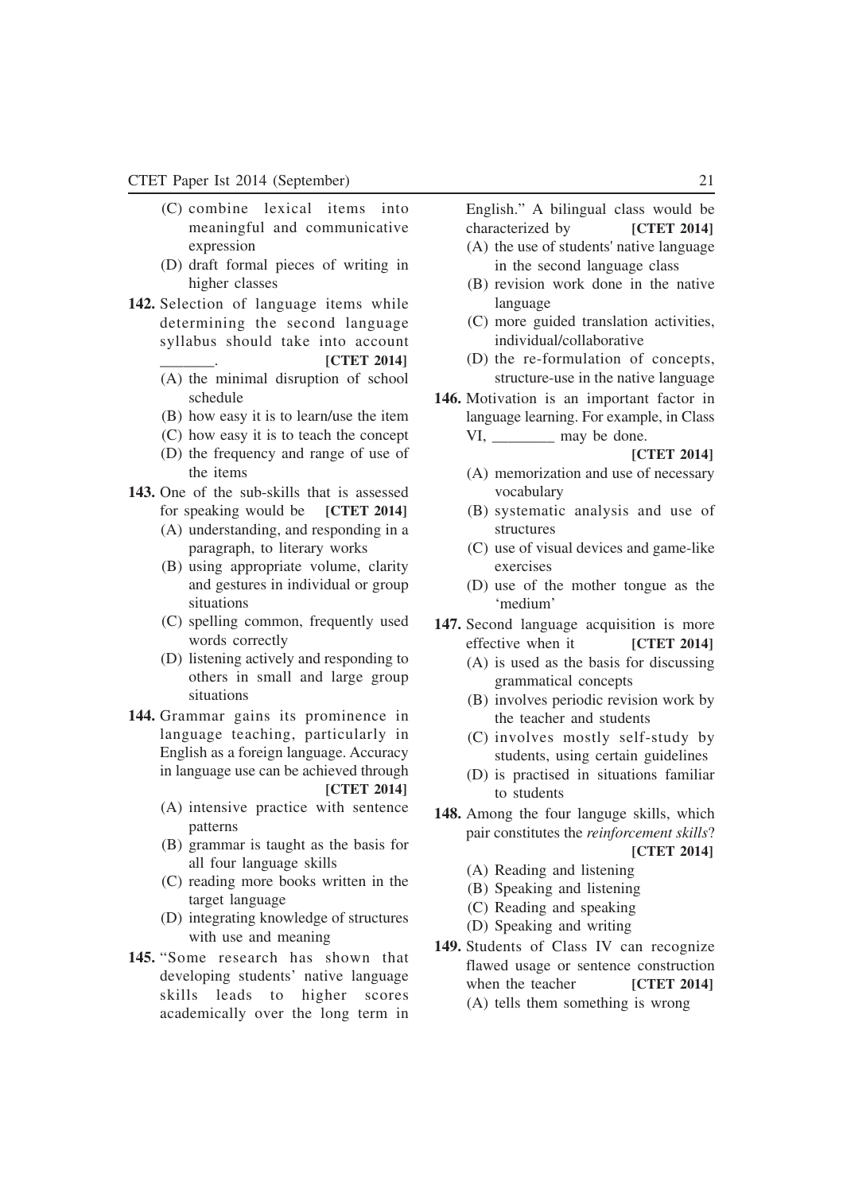(C) combine lexical items into meaningful and communicative expression

(D) draft formal pieces of writing in higher classes

**142.** Selection of language items while determining the second language syllabus should take into account _______. **[CTET 2014]**

(A) the minimal disruption of school schedule

(B) how easy it is to learn/use the item

(C) how easy it is to teach the concept

(D) the frequency and range of use of the items

**143.** One of the sub-skills that is assessed for speaking would be **[CTET 2014]**

(A) understanding, and responding in a paragraph, to literary works

(B) using appropriate volume, clarity and gestures in individual or group situations

(C) spelling common, frequently used words correctly

(D) listening actively and responding to others in small and large group situations

**144.** Grammar gains its prominence in language teaching, particularly in English as a foreign language. Accuracy in language use can be achieved through **[CTET 2014]**

(A) intensive practice with sentence patterns

(B) grammar is taught as the basis for all four language skills

(C) reading more books written in the target language

(D) integrating knowledge of structures with use and meaning

**145.** "Some research has shown that developing students' native language skills leads to higher scores academically over the long term in English." A bilingual class would be characterized by **[CTET 2014]**

(A) the use of students' native language in the second language class

(B) revision work done in the native language

(C) more guided translation activities, individual/collaborative

(D) the re-formulation of concepts, structure-use in the native language

**146.** Motivation is an important factor in language learning. For example, in Class VI, ________ may be done. **[CTET 2014]**

(A) memorization and use of necessary vocabulary

(B) systematic analysis and use of structures

(C) use of visual devices and game-like exercises

(D) use of the mother tongue as the 'medium'

**147.** Second language acquisition is more effective when it **[CTET 2014]**

(A) is used as the basis for discussing grammatical concepts

(B) involves periodic revision work by the teacher and students

(C) involves mostly self-study by students, using certain guidelines

(D) is practised in situations familiar to students

**148.** Among the four languge skills, which pair constitutes the *reinforcement skills*? **[CTET 2014]**

(A) Reading and listening

(B) Speaking and listening

(C) Reading and speaking

(D) Speaking and writing

**149.** Students of Class IV can recognize flawed usage or sentence construction when the teacher **[CTET 2014]**

(A) tells them something is wrong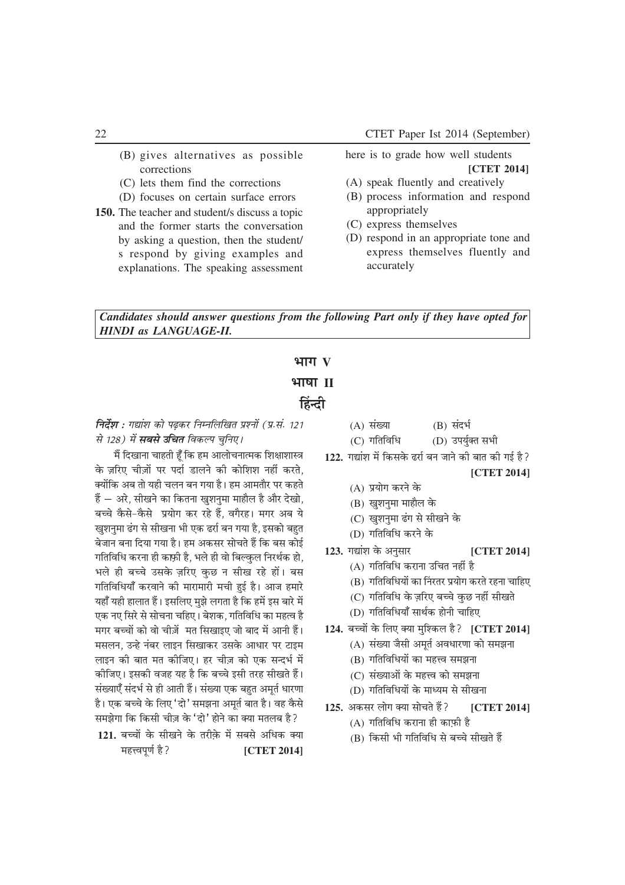(B) gives alternatives as possible corrections
(C) lets them find the corrections
(D) focuses on certain surface errors

**150.** The teacher and student/s discuss a topic and the former starts the conversation by asking a question, then the student/s respond by giving examples and explanations. The speaking assessment here is to grade how well students **[CTET 2014]**

(A) speak fluently and creatively
(B) process information and respond appropriately
(C) express themselves
(D) respond in an appropriate tone and express themselves fluently and accurately

***Candidates should answer questions from the following Part only if they have opted for HINDI as LANGUAGE-II.***

# भाग V

# भाषा II

# हिंन्दी

***निर्देश :*** *गद्यांश को पढ़कर निम्नलिखित प्रश्नों (प्र.सं. 121 से 128) में* ***सबसे उचित*** *विकल्प चुनिए।*

मैं दिखाना चाहती हूँ कि हम आलोचनात्मक शिक्षाशास्त्र के ज़रिए चीज़ों पर पर्दा डालने की कोशिश नहीं करते, क्योंकि अब तो यही चलन बन गया है। हम आमतौर पर कहते हैं – अरे, सीखने का कितना खुशनुमा माहौल है और देखो, बच्चे कैसे-कैसे प्रयोग कर रहे हैं, वगैरह। मगर अब ये खुशनुमा ढंग से सीखना भी एक ढर्रा बन गया है, इसको बहुत बेजान बना दिया गया है। हम अकसर सोचते हैं कि बस कोई गतिविधि करना ही काफ़ी है, भले ही वो बिल्कुल निरर्थक हो, भले ही बच्चे उसके ज़रिए कुछ न सीख रहे हों। बस गतिविधियाँ करवाने की मारामारी मची हुई है। आज हमारे यहाँ यही हालात हैं। इसलिए मुझे लगता है कि हमें इस बारे में एक नए सिरे से सोचना चाहिए। बेशक, गतिविधि का महत्व है मगर बच्चों को वो चीज़ें मत सिखाइए जो बाद में आनी हैं। मसलन, उन्हे नंबर लाइन सिखाकर उसके आधार पर टाइम लाइन की बात मत कीजिए। हर चीज़ को एक सन्दर्भ में कीजिए। इसकी वजह यह है कि बच्चे इसी तरह सीखते हैं। संख्याएँ संदर्भ से ही आती हैं। संख्या एक बहुत अमूर्त धारणा है। एक बच्चे के लिए 'दो' समझना अमूर्त बात है। वह कैसे समझेगा कि किसी चीज़ के 'दो' होने का क्या मतलब है?

**121.** बच्चों के सीखने के तरीक़े में सबसे अधिक क्या महत्त्वपूर्ण है? **[CTET 2014]**

(A) संख्या
(B) संदर्भ
(C) गतिविधि
(D) उपर्युक्त सभी

**122.** गद्यांश में किसके ढर्रा बन जाने की बात की गई है? **[CTET 2014]**

(A) प्रयोग करने के
(B) खुशनुमा माहौल के
(C) खुशनुमा ढंग से सीखने के
(D) गतिविधि करने के

**123.** गद्यांश के अनुसार **[CTET 2014]**

(A) गतिविधि कराना उचित नहीं है
(B) गतिविधियों का निरंतर प्रयोग करते रहना चाहिए
(C) गतिविधि के ज़रिए बच्चे कुछ नहीं सीखते
(D) गतिविधियाँ सार्थक होनी चाहिए

**124.** बच्चों के लिए क्या मुश्किल है? **[CTET 2014]**

(A) संख्या जैसी अमूर्त अवधारणा को समझना
(B) गतिविधियों का महत्त्व समझना
(C) संख्याओं के महत्त्व को समझना
(D) गतिविधियों के माध्यम से सीखना

**125.** अकसर लोग क्या सोचते हैं? **[CTET 2014]**

(A) गतिविधि कराना ही काफ़ी है
(B) किसी भी गतिविधि से बच्चे सीखते हैं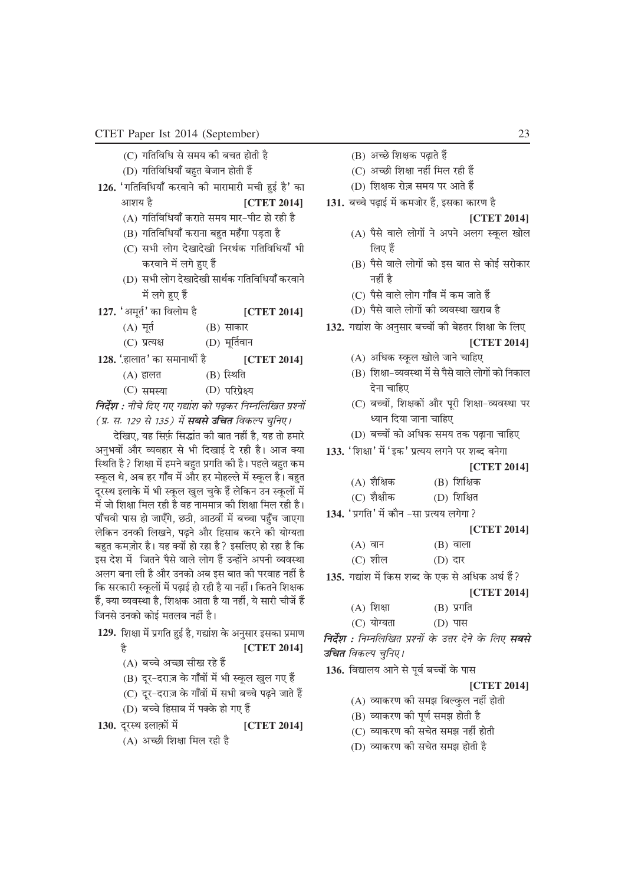(C) गतिविधि से समय की बचत होती है

(D) गतिविधियाँ बहुत बेजान होती हैं

**126.** 'गतिविधियाँ करवाने की मारामारी मची हुई है' का आशय है **[CTET 2014]**

(A) गतिविधियाँ कराते समय मार-पीट हो रही है

(B) गतिविधियाँ कराना बहुत महँगा पड़ता है

(C) सभी लोग देखादेखी निरर्थक गतिविधियाँ भी करवाने में लगे हुए हैं

(D) सभी लोग देखादेखी सार्थक गतिविधियाँ करवाने में लगे हुए हैं

**127.** 'अमूर्त' का विलोम है **[CTET 2014]**

(A) मूर्त (B) साकार

(C) प्रत्यक्ष (D) मूर्तिवान

**128.** 'हालात' का समानार्थी है **[CTET 2014]**

(A) हालत (B) स्थिति

(C) समस्या (D) परिप्रेक्ष्य

***निर्देश :*** *नीचे दिए गए गद्यांश को पढ़कर निम्नलिखित प्रश्नों (प्र. स. 129 से 135) में **सबसे उचित** विकल्प चुनिए।*

देखिए, यह सिर्फ़ सिद्धांत की बात नहीं है, यह तो हमारे अनुभवों और व्यवहार से भी दिखाई दे रही है। आज क्या स्थिति है? शिक्षा में हमने बहुत प्रगति की है। पहले बहुत कम स्कूल थे, अब हर गाँव में और हर मोहल्ले में स्कूल है। बहुत दूरस्थ इलाके में भी स्कूल खुल चुके हैं लेकिन उन स्कूलों में में जो शिक्षा मिल रही है वह नाममात्र की शिक्षा मिल रही है। पाँचवी पास हो जाएँगे, छठी, आठवीं में बच्चा पहुँच जाएगा लेकिन उनकी लिखने, पढ़ने और हिसाब करने की योग्यता बहुत कमज़ोर है। यह क्यों हो रहा है? इसलिए हो रहा है कि इस देश में जितने पैसे वाले लोग हैं उन्होंने अपनी व्यवस्था अलग बना ली है और उनको अब इस बात की परवाह नहीं है कि सरकारी स्कूलों में पढ़ाई हो रही है या नहीं। कितने शिक्षक हैं, क्या व्यवस्था है, शिक्षक आता है या नहीं, ये सारी चीजें हैं जिनसे उनको कोई मतलब नहीं है।

**129.** शिक्षा में प्रगति हुई है, गद्यांश के अनुसार इसका प्रमाण है **[CTET 2014]**

(A) बच्चे अच्छा सीख रहे हैं

(B) दूर-दराज़ के गाँवों में भी स्कूल खुल गए हैं

(C) दूर-दराज़ के गाँवों में सभी बच्चे पढ़ने जाते हैं

(D) बच्चे हिसाब में पक्के हो गए हैं

**130.** दूरस्थ इलाक़ों में **[CTET 2014]**

(A) अच्छी शिक्षा मिल रही है

(B) अच्छे शिक्षक पढ़ाते हैं

(C) अच्छी शिक्षा नहीं मिल रही हैं

(D) शिक्षक रोज़ समय पर आते हैं

**131.** बच्चे पढ़ाई में कमजोर हैं, इसका कारण है **[CTET 2014]**

(A) पैसे वाले लोगों ने अपने अलग स्कूल खोल लिए हैं

(B) पैसे वाले लोगों को इस बात से कोई सरोकार नहीं है

(C) पैसे वाले लोग गाँव में कम जाते हैं

(D) पैसे वाले लोगों की व्यवस्था खराब है

**132.** गद्यांश के अनुसार बच्चों की बेहतर शिक्षा के लिए **[CTET 2014]**

(A) अधिक स्कूल खोले जाने चाहिए

(B) शिक्षा-व्यवस्था में से पैसे वाले लोगों को निकाल देना चाहिए

(C) बच्चों, शिक्षकों और पूरी शिक्षा-व्यवस्था पर ध्यान दिया जाना चाहिए

(D) बच्चों को अधिक समय तक पढ़ाना चाहिए

**133.** 'शिक्षा' में 'इक' प्रत्यय लगने पर शब्द बनेगा **[CTET 2014]**

(A) शैक्षिक (B) शिक्षिक

(C) शैक्षीक (D) शिक्षित

**134.** 'प्रगति' में कौन -सा प्रत्यय लगेगा? **[CTET 2014]**

(A) वान (B) वाला

(C) शील (D) दार

**135.** गद्यांश में किस शब्द के एक से अधिक अर्थ हैं? **[CTET 2014]**

(A) शिक्षा (B) प्रगति

(C) योग्यता (D) पास

***निर्देश :*** *निम्नलिखित प्रश्नों के उत्तर देने के लिए **सबसे उचित** विकल्प चुनिए।*

**136.** विद्यालय आने से पूर्व बच्चों के पास **[CTET 2014]**

(A) व्याकरण की समझ बिल्कुल नहीं होती

(B) व्याकरण की पूर्ण समझ होती है

(C) व्याकरण की सचेत समझ नहीं होती

(D) व्याकरण की सचेत समझ होती है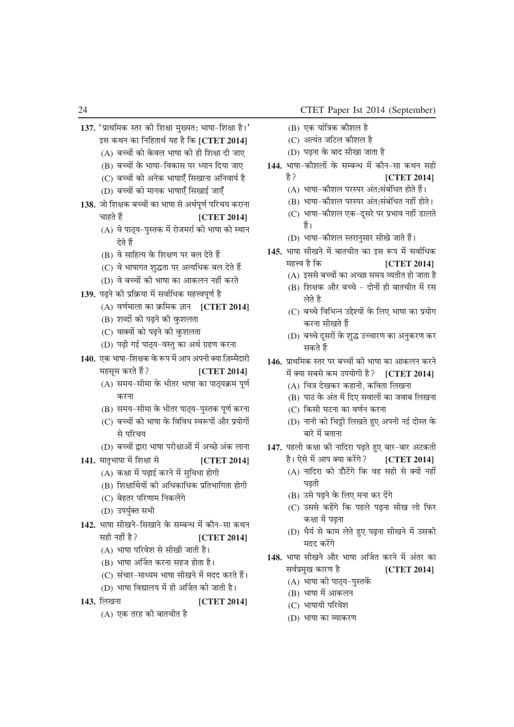**137.** 'प्राथमिक स्तर की शिक्षा मुख्यत: भाषा-शिक्षा है।' इस कथन का निहितार्थ यह है कि **[CTET 2014]**

(A) बच्चों को केवल भाषा की ही शिक्षा दी जाए
(B) बच्चों के भाषा-विकास पर ध्यान दिया जाए
(C) बच्चों को अनेक भाषाएँ सिखाना अनिवार्य है
(D) बच्चों को मानक भाषाएँ सिखाई जाएँ

**138.** जो शिक्षक बच्चों का भाषा से अर्थपूर्ण परिचय कराना चाहते हैं **[CTET 2014]**

(A) वे पाठ्य-पुस्तक में रोजमर्रा की भाषा को स्थान देते हैं
(B) वे साहित्य के शिक्षण पर बल देते हैं
(C) वे भाषागत शुद्धता पर अत्यधिक बल देते हैं
(D) वे बच्चों की भाषा का आकलन नहीं करते

**139.** पढ़ने की प्रक्रिया में सर्वाधिक महत्त्वपूर्ण है **[CTET 2014]**

(A) वर्णमाला का क्रमिक ज्ञान
(B) शब्दों को पढ़ने की कुशलता
(C) वाक्यों को पढ़ने की कुशलता
(D) पढ़ी गई पाठ्य-वस्तु का अर्थ ग्रहण करना

**140.** एक भाषा-शिक्षक के रूप में आप अपनी क्या ज़िम्मेदारी महसूस करते हैं? **[CTET 2014]**

(A) समय-सीमा के भीतर भाषा का पाठ्यक्रम पूर्ण करना
(B) समय-सीमा के भीतर पाठ्य-पुस्तक पूर्ण करना
(C) बच्चों को भाषा के विविध स्वरूपों और प्रयोगों से परिचय
(D) बच्चों द्वारा भाषा परीक्षाओं में अच्छे अंक लाना

**141.** मातृभाषा में शिक्षा से **[CTET 2014]**

(A) कक्षा में पढ़ाई करने में सुविधा होगी
(B) शिक्षार्थियों की अधिकाधिक प्रतिभागिता होगी
(C) बेहतर परिणाम निकलेंगे
(D) उपर्युक्त सभी

**142.** भाषा सीखने-सिखाने के सम्बन्ध में कौन-सा कथन सही नहीं है? **[CTET 2014]**

(A) भाषा परिवेश से सीखी जाती है।
(B) भाषा अर्जित करना सहज होता है।
(C) संचार-माध्यम भाषा सीखने में मदद करते हैं।
(D) भाषा विद्यालय में ही अर्जित की जाती है।

**143.** लिखना **[CTET 2014]**

(A) एक तरह की बातचीत है
(B) एक यांत्रिक कौशल है
(C) अत्यंत जटिल कौशल है
(D) पढ़ना के बाद सीखा जाता है

**144.** भाषा-कौशलों के सम्बन्ध में कौन-सा कथन सही है? **[CTET 2014]**

(A) भाषा-कौशल परस्पर अंत:संबंधित होते हैं।
(B) भाषा-कौशल परस्पर अंत:संबंधित नहीं होते।
(C) भाषा-कौशल एक-दूसरे पर प्रभाव नहीं डालते हैं।
(D) भाषा-कौशल स्तरानुसार सीखे जाते हैं।

**145.** भाषा सीखने में बातचीत का इस रूप में सर्वाधिक महत्त्व है कि **[CTET 2014]**

(A) इससे बच्चों का अच्छा समय व्यतीत हो जाता है
(B) शिक्षक और बच्चे - दोनों ही बातचीत में रस लेते है
(C) बच्चे विभिन्न उद्देश्यों के लिए भाषा का प्रयोग करना सीखते हैं
(D) बच्चे दूसरों के शुद्ध उच्चारण का अनुकरण कर सकते हैं

**146.** प्राथमिक स्तर पर बच्चों की भाषा का आकलन करने में क्या सबसे कम उपयोगी है? **[CTET 2014]**

(A) चित्र देखकर कहानी, कविता लिखना
(B) पाठ के अंत में दिए सवालों का जवाब लिखना
(C) किसी घटना का वर्णन करना
(D) नानी को चिट्ठी लिखते हुए अपनी नई दोस्त के बारे में बताना

**147.** पहली कक्षा की नादिरा पढ़ते हुए बार-बार अटकती है। ऐसे में आप क्या करेंगे? **[CTET 2014]**

(A) नादिरा को डाँटेंगे कि वह सही से क्यों नहीं पढ़ती
(B) उसे पढ़ने के लिए मना कर देंगे
(C) उससे कहेंगे कि पहले पढ़ना सीख लो फिर कक्षा में पढ़ना
(D) धैर्य से काम लेते हुए पढ़ना सीखने में उसकी मदद करेंगे

**148.** भाषा सीखने और भाषा अर्जित करने में अंतर का सर्वप्रमुख कारण है **[CTET 2014]**

(A) भाषा की पाठ्य-पुस्तकें
(B) भाषा में आकलन
(C) भाषायी परिवेश
(D) भाषा का व्याकरण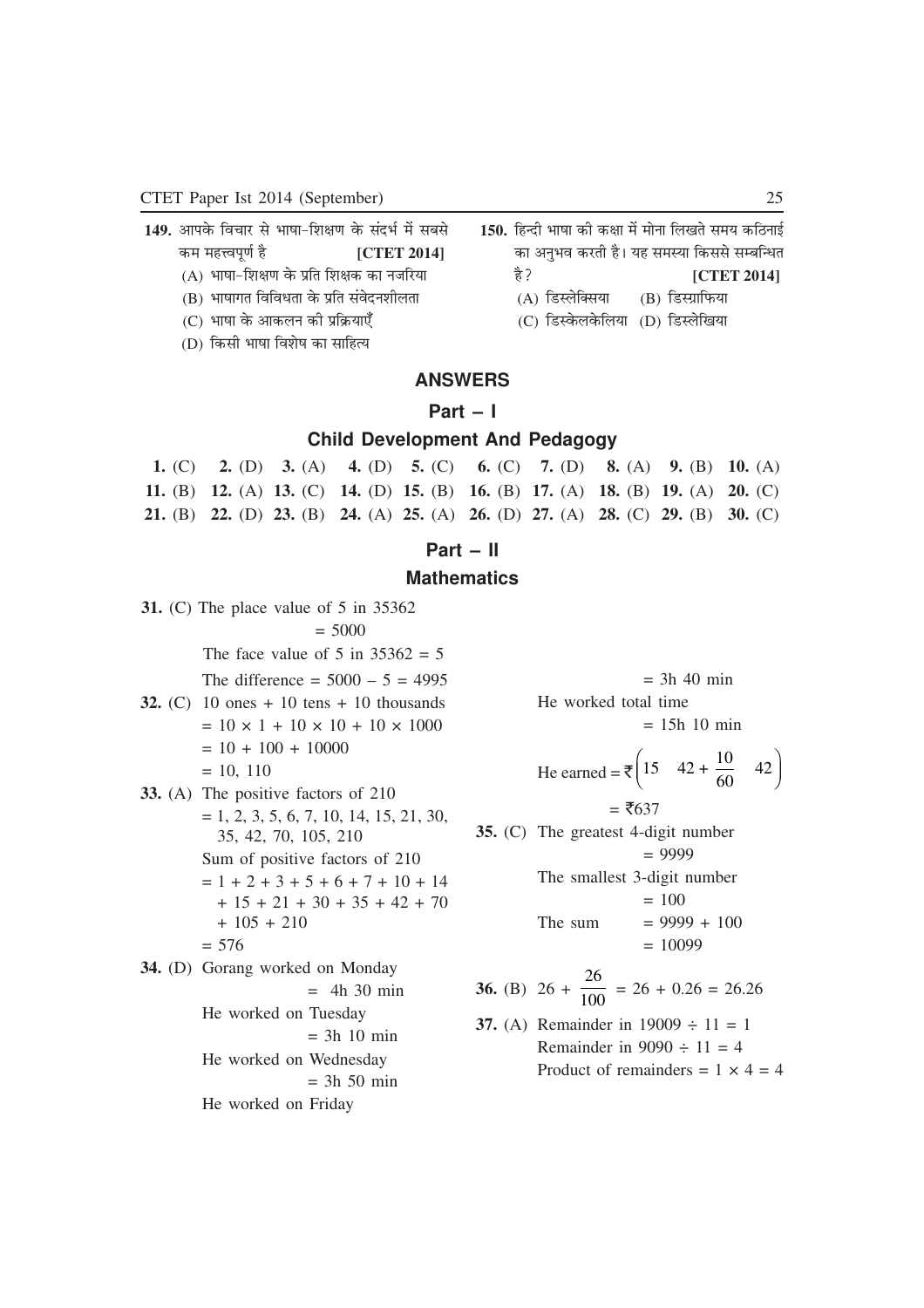**149.** आपके विचार से भाषा-शिक्षण के संदर्भ में सबसे कम महत्त्वपूर्ण है **[CTET 2014]**

(A) भाषा-शिक्षण के प्रति शिक्षक का नजरिया

(B) भाषागत विविधता के प्रति संवेदनशीलता

(C) भाषा के आकलन की प्रक्रियाएँ

(D) किसी भाषा विशेष का साहित्य

**150.** हिन्दी भाषा की कक्षा में मोना लिखते समय कठिनाई का अनुभव करती है। यह समस्या किससे सम्बन्धित है? **[CTET 2014]**

(A) डिस्लेक्सिया (B) डिस्ग्राफिया

(C) डिस्केलकेलिया (D) डिस्लेखिया

## ANSWERS

### Part – I

### Child Development And Pedagogy

**1.** (C) **2.** (D) **3.** (A) **4.** (D) **5.** (C) **6.** (C) **7.** (D) **8.** (A) **9.** (B) **10.** (A)
**11.** (B) **12.** (A) **13.** (C) **14.** (D) **15.** (B) **16.** (B) **17.** (A) **18.** (B) **19.** (A) **20.** (C)
**21.** (B) **22.** (D) **23.** (B) **24.** (A) **25.** (A) **26.** (D) **27.** (A) **28.** (C) **29.** (B) **30.** (C)

### Part – II

### Mathematics

**31.** (C) The place value of 5 in 35362
= 5000
The face value of 5 in 35362 = 5
The difference = 5000 – 5 = 4995

**32.** (C) 10 ones + 10 tens + 10 thousands
$= 10 \times 1 + 10 \times 10 + 10 \times 1000$
$= 10 + 100 + 10000$
= 10, 110

**33.** (A) The positive factors of 210
= 1, 2, 3, 5, 6, 7, 10, 14, 15, 21, 30, 35, 42, 70, 105, 210
Sum of positive factors of 210
= 1 + 2 + 3 + 5 + 6 + 7 + 10 + 14 + 15 + 21 + 30 + 35 + 42 + 70 + 105 + 210
= 576

**34.** (D) Gorang worked on Monday
= 4h 30 min
He worked on Tuesday
= 3h 10 min
He worked on Wednesday
= 3h 50 min
He worked on Friday
= 3h 40 min
He worked total time
= 15h 10 min

He earned $= ₹\left(15 \quad 42 + \frac{10}{60} \quad 42\right)$

= ₹637

**35.** (C) The greatest 4-digit number
= 9999
The smallest 3-digit number
= 100
The sum = 9999 + 100
= 10099

**36.** (B) $26 + \frac{26}{100} = 26 + 0.26 = 26.26$

**37.** (A) Remainder in $19009 \div 11 = 1$
Remainder in $9090 \div 11 = 4$
Product of remainders $= 1 \times 4 = 4$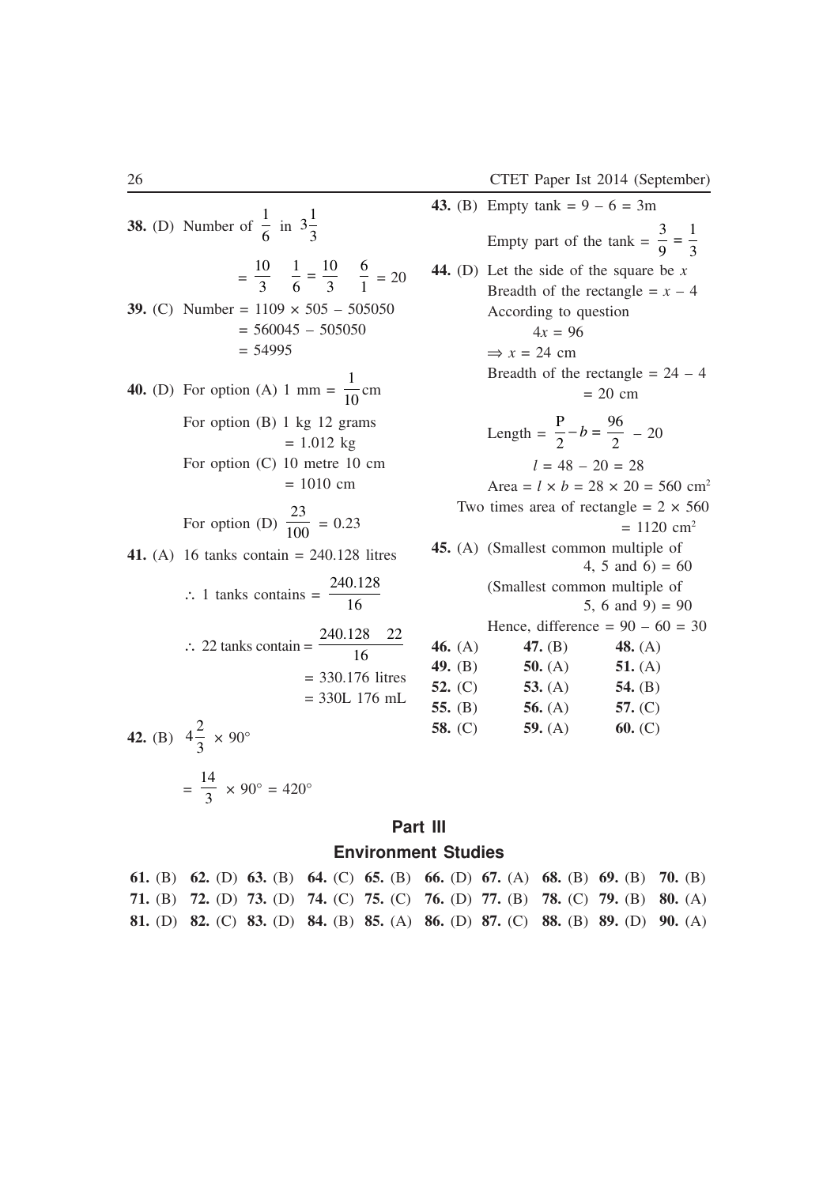**38.** (D) Number of $\frac{1}{6}$ in $3\frac{1}{3}$

$= \frac{10}{3} \quad \frac{1}{6} = \frac{10}{3} \quad \frac{6}{1} = 20$

**39.** (C) Number = $1109 \times 505 - 505050$
$= 560045 - 505050$
$= 54995$

**40.** (D) For option (A) 1 mm = $\frac{1}{10}$ cm

For option (B) 1 kg 12 grams
= 1.012 kg

For option (C) 10 metre 10 cm
= 1010 cm

For option (D) $\frac{23}{100} = 0.23$

**41.** (A) 16 tanks contain = 240.128 litres

$\therefore$ 1 tanks contains = $\frac{240.128}{16}$

$\therefore$ 22 tanks contain = $\frac{240.128 \quad 22}{16}$
= 330.176 litres
= 330L 176 mL

**42.** (B) $4\frac{2}{3} \times 90°$

$= \frac{14}{3} \times 90° = 420°$

**43.** (B) Empty tank = 9 – 6 = 3m

Empty part of the tank = $\frac{3}{9} = \frac{1}{3}$

**44.** (D) Let the side of the square be $x$
Breadth of the rectangle = $x - 4$
According to question
$4x = 96$
$\Rightarrow x = 24$ cm
Breadth of the rectangle = 24 – 4
= 20 cm

Length = $\frac{P}{2} - b = \frac{96}{2} - 20$

$l = 48 - 20 = 28$
Area = $l \times b = 28 \times 20 = 560$ cm$^2$
Two times area of rectangle = $2 \times 560$
= 1120 cm$^2$

**45.** (A) (Smallest common multiple of 4, 5 and 6) = 60
(Smallest common multiple of 5, 6 and 9) = 90
Hence, difference = 90 – 60 = 30

**46.** (A) **47.** (B) **48.** (A)
**49.** (B) **50.** (A) **51.** (A)
**52.** (C) **53.** (A) **54.** (B)
**55.** (B) **56.** (A) **57.** (C)
**58.** (C) **59.** (A) **60.** (C)

## Part III

## Environment Studies

**61.** (B) **62.** (D) **63.** (B) **64.** (C) **65.** (B) **66.** (D) **67.** (A) **68.** (B) **69.** (B) **70.** (B)
**71.** (B) **72.** (D) **73.** (D) **74.** (C) **75.** (C) **76.** (D) **77.** (B) **78.** (C) **79.** (B) **80.** (A)
**81.** (D) **82.** (C) **83.** (D) **84.** (B) **85.** (A) **86.** (D) **87.** (C) **88.** (B) **89.** (D) **90.** (A)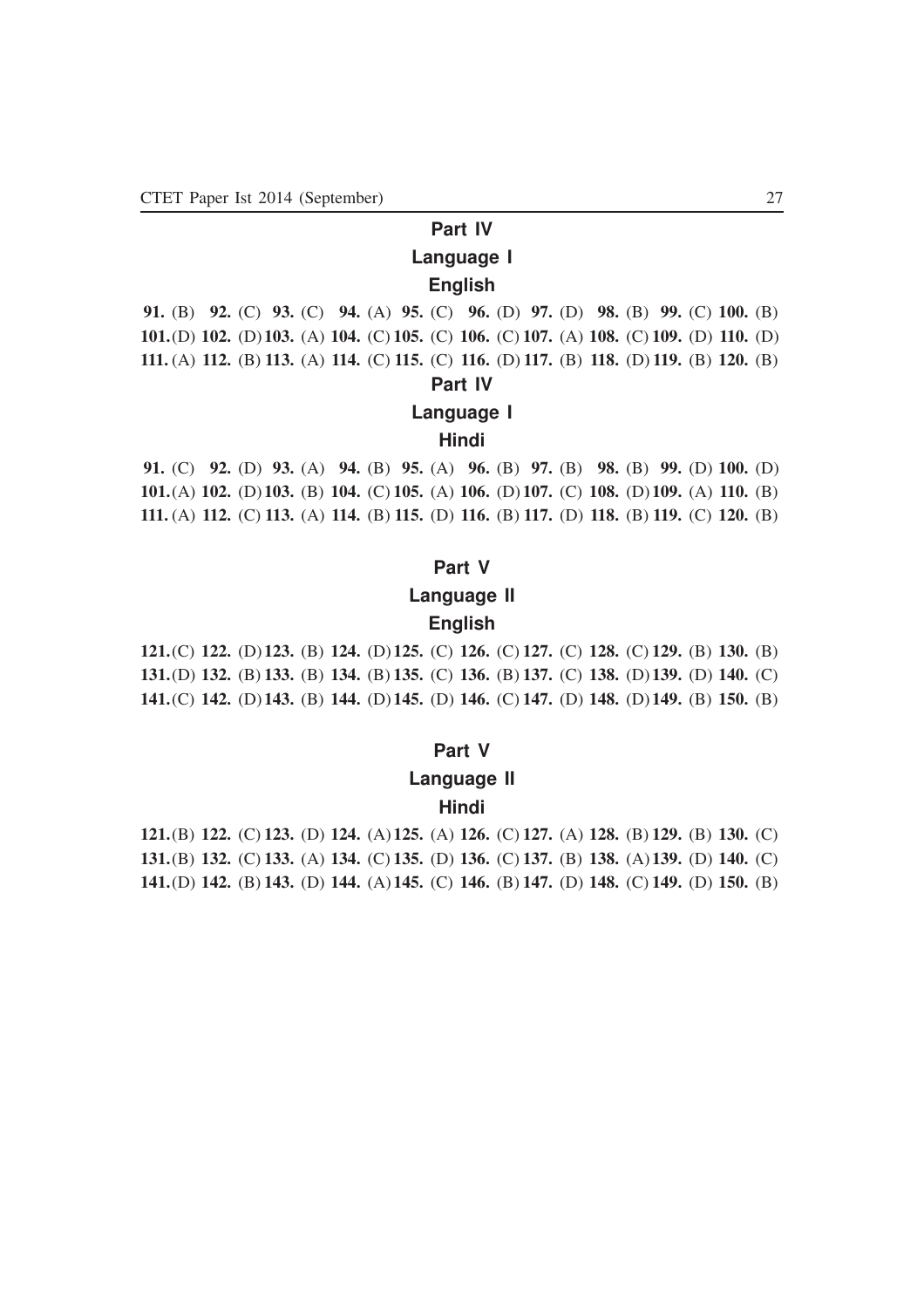## Part IV

### Language I

### English

**91.** (B) **92.** (C) **93.** (C) **94.** (A) **95.** (C) **96.** (D) **97.** (D) **98.** (B) **99.** (C) **100.** (B)
**101.** (D) **102.** (D) **103.** (A) **104.** (C) **105.** (C) **106.** (C) **107.** (A) **108.** (C) **109.** (D) **110.** (D)
**111.** (A) **112.** (B) **113.** (A) **114.** (C) **115.** (C) **116.** (D) **117.** (B) **118.** (D) **119.** (B) **120.** (B)

## Part IV

### Language I

### Hindi

**91.** (C) **92.** (D) **93.** (A) **94.** (B) **95.** (A) **96.** (B) **97.** (B) **98.** (B) **99.** (D) **100.** (D)
**101.** (A) **102.** (D) **103.** (B) **104.** (C) **105.** (A) **106.** (D) **107.** (C) **108.** (D) **109.** (A) **110.** (B)
**111.** (A) **112.** (C) **113.** (A) **114.** (B) **115.** (D) **116.** (B) **117.** (D) **118.** (B) **119.** (C) **120.** (B)

## Part V

### Language II

### English

**121.** (C) **122.** (D) **123.** (B) **124.** (D) **125.** (C) **126.** (C) **127.** (C) **128.** (C) **129.** (B) **130.** (B)
**131.** (D) **132.** (B) **133.** (B) **134.** (B) **135.** (C) **136.** (B) **137.** (C) **138.** (D) **139.** (D) **140.** (C)
**141.** (C) **142.** (D) **143.** (B) **144.** (D) **145.** (D) **146.** (C) **147.** (D) **148.** (D) **149.** (B) **150.** (B)

## Part V

### Language II

### Hindi

**121.** (B) **122.** (C) **123.** (D) **124.** (A) **125.** (A) **126.** (C) **127.** (A) **128.** (B) **129.** (B) **130.** (C)
**131.** (B) **132.** (C) **133.** (A) **134.** (C) **135.** (D) **136.** (C) **137.** (B) **138.** (A) **139.** (D) **140.** (C)
**141.** (D) **142.** (B) **143.** (D) **144.** (A) **145.** (C) **146.** (B) **147.** (D) **148.** (C) **149.** (D) **150.** (B)